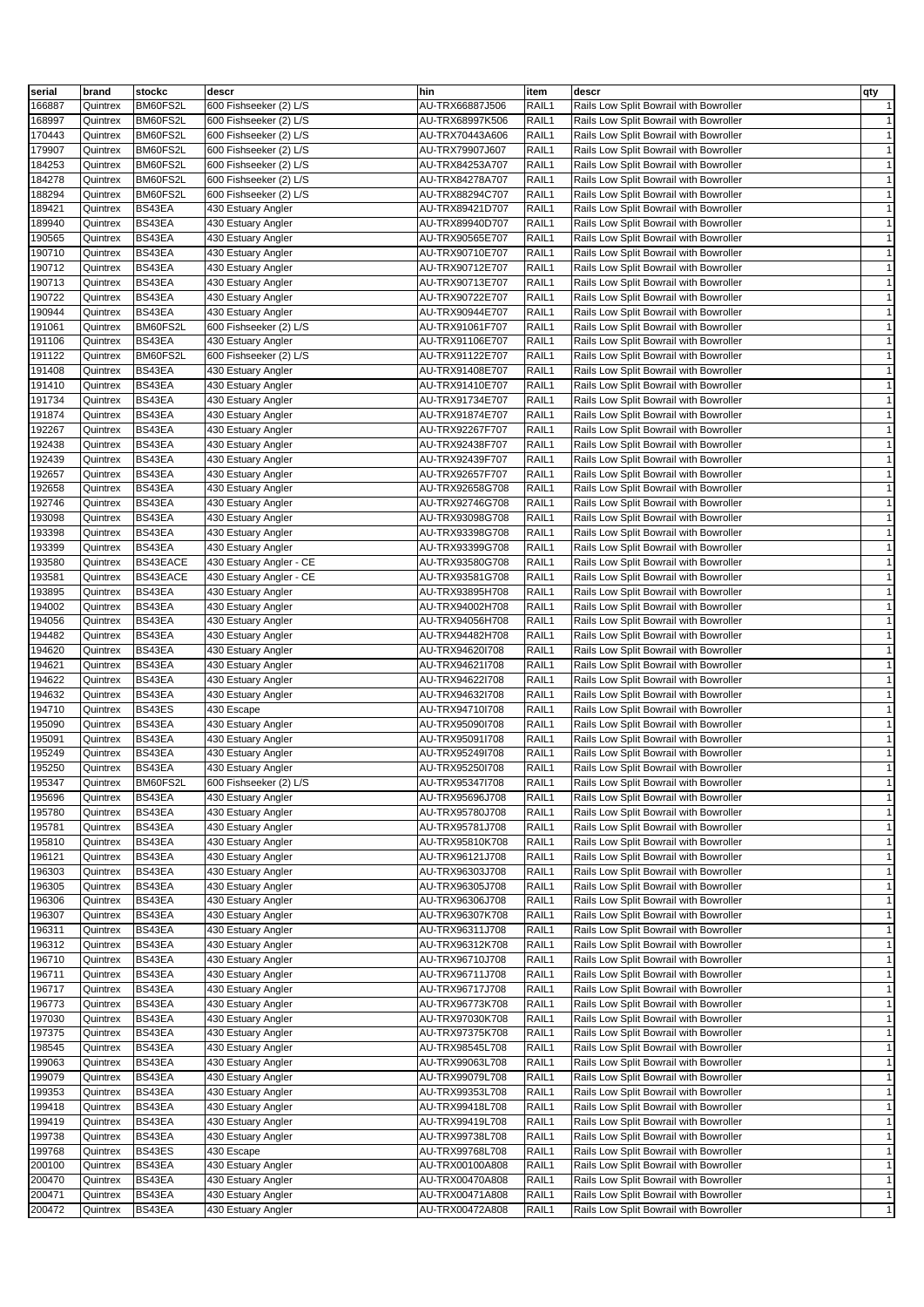| serial | brand | stockc | descr | hin | item | descr | qty |
| --- | --- | --- | --- | --- | --- | --- | --- |
| 166887 | Quintrex | BM60FS2L | 600 Fishseeker (2) L/S | AU-TRX66887J506 | RAIL1 | Rails Low Split Bowrail with Bowroller | 1 |
| 168997 | Quintrex | BM60FS2L | 600 Fishseeker (2) L/S | AU-TRX68997K506 | RAIL1 | Rails Low Split Bowrail with Bowroller | 1 |
| 170443 | Quintrex | BM60FS2L | 600 Fishseeker (2) L/S | AU-TRX70443A606 | RAIL1 | Rails Low Split Bowrail with Bowroller | 1 |
| 179907 | Quintrex | BM60FS2L | 600 Fishseeker (2) L/S | AU-TRX79907J607 | RAIL1 | Rails Low Split Bowrail with Bowroller | 1 |
| 184253 | Quintrex | BM60FS2L | 600 Fishseeker (2) L/S | AU-TRX84253A707 | RAIL1 | Rails Low Split Bowrail with Bowroller | 1 |
| 184278 | Quintrex | BM60FS2L | 600 Fishseeker (2) L/S | AU-TRX84278A707 | RAIL1 | Rails Low Split Bowrail with Bowroller | 1 |
| 188294 | Quintrex | BM60FS2L | 600 Fishseeker (2) L/S | AU-TRX88294C707 | RAIL1 | Rails Low Split Bowrail with Bowroller | 1 |
| 189421 | Quintrex | BS43EA | 430 Estuary Angler | AU-TRX89421D707 | RAIL1 | Rails Low Split Bowrail with Bowroller | 1 |
| 189940 | Quintrex | BS43EA | 430 Estuary Angler | AU-TRX89940D707 | RAIL1 | Rails Low Split Bowrail with Bowroller | 1 |
| 190565 | Quintrex | BS43EA | 430 Estuary Angler | AU-TRX90565E707 | RAIL1 | Rails Low Split Bowrail with Bowroller | 1 |
| 190710 | Quintrex | BS43EA | 430 Estuary Angler | AU-TRX90710E707 | RAIL1 | Rails Low Split Bowrail with Bowroller | 1 |
| 190712 | Quintrex | BS43EA | 430 Estuary Angler | AU-TRX90712E707 | RAIL1 | Rails Low Split Bowrail with Bowroller | 1 |
| 190713 | Quintrex | BS43EA | 430 Estuary Angler | AU-TRX90713E707 | RAIL1 | Rails Low Split Bowrail with Bowroller | 1 |
| 190722 | Quintrex | BS43EA | 430 Estuary Angler | AU-TRX90722E707 | RAIL1 | Rails Low Split Bowrail with Bowroller | 1 |
| 190944 | Quintrex | BS43EA | 430 Estuary Angler | AU-TRX90944E707 | RAIL1 | Rails Low Split Bowrail with Bowroller | 1 |
| 191061 | Quintrex | BM60FS2L | 600 Fishseeker (2) L/S | AU-TRX91061F707 | RAIL1 | Rails Low Split Bowrail with Bowroller | 1 |
| 191106 | Quintrex | BS43EA | 430 Estuary Angler | AU-TRX91106E707 | RAIL1 | Rails Low Split Bowrail with Bowroller | 1 |
| 191122 | Quintrex | BM60FS2L | 600 Fishseeker (2) L/S | AU-TRX91122E707 | RAIL1 | Rails Low Split Bowrail with Bowroller | 1 |
| 191408 | Quintrex | BS43EA | 430 Estuary Angler | AU-TRX91408E707 | RAIL1 | Rails Low Split Bowrail with Bowroller | 1 |
| 191410 | Quintrex | BS43EA | 430 Estuary Angler | AU-TRX91410E707 | RAIL1 | Rails Low Split Bowrail with Bowroller | 1 |
| 191734 | Quintrex | BS43EA | 430 Estuary Angler | AU-TRX91734E707 | RAIL1 | Rails Low Split Bowrail with Bowroller | 1 |
| 191874 | Quintrex | BS43EA | 430 Estuary Angler | AU-TRX91874E707 | RAIL1 | Rails Low Split Bowrail with Bowroller | 1 |
| 192267 | Quintrex | BS43EA | 430 Estuary Angler | AU-TRX92267F707 | RAIL1 | Rails Low Split Bowrail with Bowroller | 1 |
| 192438 | Quintrex | BS43EA | 430 Estuary Angler | AU-TRX92438F707 | RAIL1 | Rails Low Split Bowrail with Bowroller | 1 |
| 192439 | Quintrex | BS43EA | 430 Estuary Angler | AU-TRX92439F707 | RAIL1 | Rails Low Split Bowrail with Bowroller | 1 |
| 192657 | Quintrex | BS43EA | 430 Estuary Angler | AU-TRX92657F707 | RAIL1 | Rails Low Split Bowrail with Bowroller | 1 |
| 192658 | Quintrex | BS43EA | 430 Estuary Angler | AU-TRX92658G708 | RAIL1 | Rails Low Split Bowrail with Bowroller | 1 |
| 192746 | Quintrex | BS43EA | 430 Estuary Angler | AU-TRX92746G708 | RAIL1 | Rails Low Split Bowrail with Bowroller | 1 |
| 193098 | Quintrex | BS43EA | 430 Estuary Angler | AU-TRX93098G708 | RAIL1 | Rails Low Split Bowrail with Bowroller | 1 |
| 193398 | Quintrex | BS43EA | 430 Estuary Angler | AU-TRX93398G708 | RAIL1 | Rails Low Split Bowrail with Bowroller | 1 |
| 193399 | Quintrex | BS43EA | 430 Estuary Angler | AU-TRX93399G708 | RAIL1 | Rails Low Split Bowrail with Bowroller | 1 |
| 193580 | Quintrex | BS43EACE | 430 Estuary Angler - CE | AU-TRX93580G708 | RAIL1 | Rails Low Split Bowrail with Bowroller | 1 |
| 193581 | Quintrex | BS43EACE | 430 Estuary Angler - CE | AU-TRX93581G708 | RAIL1 | Rails Low Split Bowrail with Bowroller | 1 |
| 193895 | Quintrex | BS43EA | 430 Estuary Angler | AU-TRX93895H708 | RAIL1 | Rails Low Split Bowrail with Bowroller | 1 |
| 194002 | Quintrex | BS43EA | 430 Estuary Angler | AU-TRX94002H708 | RAIL1 | Rails Low Split Bowrail with Bowroller | 1 |
| 194056 | Quintrex | BS43EA | 430 Estuary Angler | AU-TRX94056H708 | RAIL1 | Rails Low Split Bowrail with Bowroller | 1 |
| 194482 | Quintrex | BS43EA | 430 Estuary Angler | AU-TRX94482H708 | RAIL1 | Rails Low Split Bowrail with Bowroller | 1 |
| 194620 | Quintrex | BS43EA | 430 Estuary Angler | AU-TRX94620I708 | RAIL1 | Rails Low Split Bowrail with Bowroller | 1 |
| 194621 | Quintrex | BS43EA | 430 Estuary Angler | AU-TRX94621I708 | RAIL1 | Rails Low Split Bowrail with Bowroller | 1 |
| 194622 | Quintrex | BS43EA | 430 Estuary Angler | AU-TRX94622I708 | RAIL1 | Rails Low Split Bowrail with Bowroller | 1 |
| 194632 | Quintrex | BS43EA | 430 Estuary Angler | AU-TRX94632I708 | RAIL1 | Rails Low Split Bowrail with Bowroller | 1 |
| 194710 | Quintrex | BS43ES | 430 Escape | AU-TRX94710I708 | RAIL1 | Rails Low Split Bowrail with Bowroller | 1 |
| 195090 | Quintrex | BS43EA | 430 Estuary Angler | AU-TRX95090I708 | RAIL1 | Rails Low Split Bowrail with Bowroller | 1 |
| 195091 | Quintrex | BS43EA | 430 Estuary Angler | AU-TRX95091I708 | RAIL1 | Rails Low Split Bowrail with Bowroller | 1 |
| 195249 | Quintrex | BS43EA | 430 Estuary Angler | AU-TRX95249I708 | RAIL1 | Rails Low Split Bowrail with Bowroller | 1 |
| 195250 | Quintrex | BS43EA | 430 Estuary Angler | AU-TRX95250I708 | RAIL1 | Rails Low Split Bowrail with Bowroller | 1 |
| 195347 | Quintrex | BM60FS2L | 600 Fishseeker (2) L/S | AU-TRX95347I708 | RAIL1 | Rails Low Split Bowrail with Bowroller | 1 |
| 195696 | Quintrex | BS43EA | 430 Estuary Angler | AU-TRX95696J708 | RAIL1 | Rails Low Split Bowrail with Bowroller | 1 |
| 195780 | Quintrex | BS43EA | 430 Estuary Angler | AU-TRX95780J708 | RAIL1 | Rails Low Split Bowrail with Bowroller | 1 |
| 195781 | Quintrex | BS43EA | 430 Estuary Angler | AU-TRX95781J708 | RAIL1 | Rails Low Split Bowrail with Bowroller | 1 |
| 195810 | Quintrex | BS43EA | 430 Estuary Angler | AU-TRX95810K708 | RAIL1 | Rails Low Split Bowrail with Bowroller | 1 |
| 196121 | Quintrex | BS43EA | 430 Estuary Angler | AU-TRX96121J708 | RAIL1 | Rails Low Split Bowrail with Bowroller | 1 |
| 196303 | Quintrex | BS43EA | 430 Estuary Angler | AU-TRX96303J708 | RAIL1 | Rails Low Split Bowrail with Bowroller | 1 |
| 196305 | Quintrex | BS43EA | 430 Estuary Angler | AU-TRX96305J708 | RAIL1 | Rails Low Split Bowrail with Bowroller | 1 |
| 196306 | Quintrex | BS43EA | 430 Estuary Angler | AU-TRX96306J708 | RAIL1 | Rails Low Split Bowrail with Bowroller | 1 |
| 196307 | Quintrex | BS43EA | 430 Estuary Angler | AU-TRX96307K708 | RAIL1 | Rails Low Split Bowrail with Bowroller | 1 |
| 196311 | Quintrex | BS43EA | 430 Estuary Angler | AU-TRX96311J708 | RAIL1 | Rails Low Split Bowrail with Bowroller | 1 |
| 196312 | Quintrex | BS43EA | 430 Estuary Angler | AU-TRX96312K708 | RAIL1 | Rails Low Split Bowrail with Bowroller | 1 |
| 196710 | Quintrex | BS43EA | 430 Estuary Angler | AU-TRX96710J708 | RAIL1 | Rails Low Split Bowrail with Bowroller | 1 |
| 196711 | Quintrex | BS43EA | 430 Estuary Angler | AU-TRX96711J708 | RAIL1 | Rails Low Split Bowrail with Bowroller | 1 |
| 196717 | Quintrex | BS43EA | 430 Estuary Angler | AU-TRX96717J708 | RAIL1 | Rails Low Split Bowrail with Bowroller | 1 |
| 196773 | Quintrex | BS43EA | 430 Estuary Angler | AU-TRX96773K708 | RAIL1 | Rails Low Split Bowrail with Bowroller | 1 |
| 197030 | Quintrex | BS43EA | 430 Estuary Angler | AU-TRX97030K708 | RAIL1 | Rails Low Split Bowrail with Bowroller | 1 |
| 197375 | Quintrex | BS43EA | 430 Estuary Angler | AU-TRX97375K708 | RAIL1 | Rails Low Split Bowrail with Bowroller | 1 |
| 198545 | Quintrex | BS43EA | 430 Estuary Angler | AU-TRX98545L708 | RAIL1 | Rails Low Split Bowrail with Bowroller | 1 |
| 199063 | Quintrex | BS43EA | 430 Estuary Angler | AU-TRX99063L708 | RAIL1 | Rails Low Split Bowrail with Bowroller | 1 |
| 199079 | Quintrex | BS43EA | 430 Estuary Angler | AU-TRX99079L708 | RAIL1 | Rails Low Split Bowrail with Bowroller | 1 |
| 199353 | Quintrex | BS43EA | 430 Estuary Angler | AU-TRX99353L708 | RAIL1 | Rails Low Split Bowrail with Bowroller | 1 |
| 199418 | Quintrex | BS43EA | 430 Estuary Angler | AU-TRX99418L708 | RAIL1 | Rails Low Split Bowrail with Bowroller | 1 |
| 199419 | Quintrex | BS43EA | 430 Estuary Angler | AU-TRX99419L708 | RAIL1 | Rails Low Split Bowrail with Bowroller | 1 |
| 199738 | Quintrex | BS43EA | 430 Estuary Angler | AU-TRX99738L708 | RAIL1 | Rails Low Split Bowrail with Bowroller | 1 |
| 199768 | Quintrex | BS43ES | 430 Escape | AU-TRX99768L708 | RAIL1 | Rails Low Split Bowrail with Bowroller | 1 |
| 200100 | Quintrex | BS43EA | 430 Estuary Angler | AU-TRX00100A808 | RAIL1 | Rails Low Split Bowrail with Bowroller | 1 |
| 200470 | Quintrex | BS43EA | 430 Estuary Angler | AU-TRX00470A808 | RAIL1 | Rails Low Split Bowrail with Bowroller | 1 |
| 200471 | Quintrex | BS43EA | 430 Estuary Angler | AU-TRX00471A808 | RAIL1 | Rails Low Split Bowrail with Bowroller | 1 |
| 200472 | Quintrex | BS43EA | 430 Estuary Angler | AU-TRX00472A808 | RAIL1 | Rails Low Split Bowrail with Bowroller | 1 |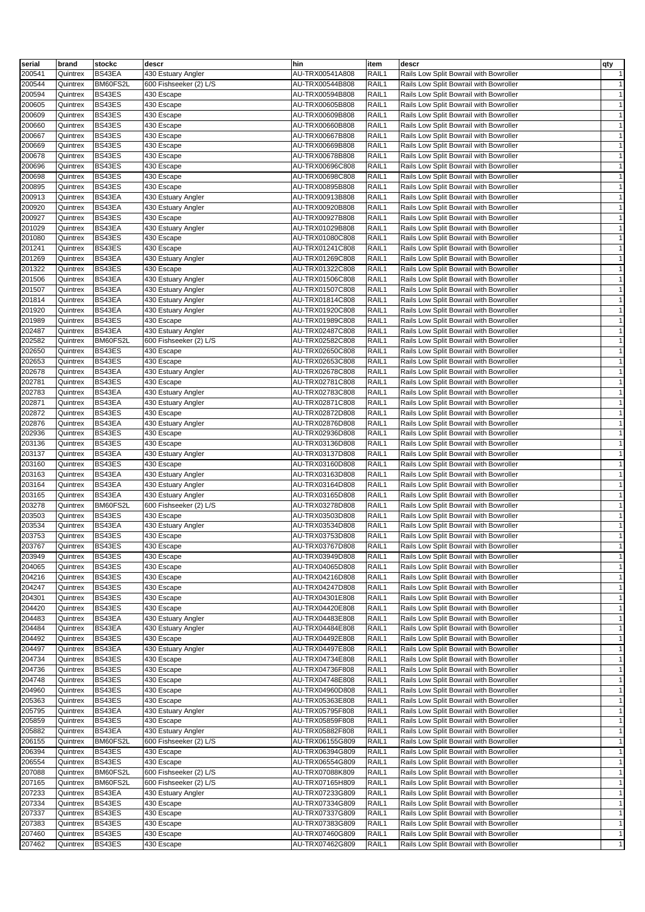| serial | brand | stockc | descr | hin | item | descr | qty |
| --- | --- | --- | --- | --- | --- | --- | --- |
| 200541 | Quintrex | BS43EA | 430 Estuary Angler | AU-TRX00541A808 | RAIL1 | Rails Low Split Bowrail with Bowroller | 1 |
| 200544 | Quintrex | BM60FS2L | 600 Fishseeker (2) L/S | AU-TRX00544B808 | RAIL1 | Rails Low Split Bowrail with Bowroller | 1 |
| 200594 | Quintrex | BS43ES | 430 Escape | AU-TRX00594B808 | RAIL1 | Rails Low Split Bowrail with Bowroller | 1 |
| 200605 | Quintrex | BS43ES | 430 Escape | AU-TRX00605B808 | RAIL1 | Rails Low Split Bowrail with Bowroller | 1 |
| 200609 | Quintrex | BS43ES | 430 Escape | AU-TRX00609B808 | RAIL1 | Rails Low Split Bowrail with Bowroller | 1 |
| 200660 | Quintrex | BS43ES | 430 Escape | AU-TRX00660B808 | RAIL1 | Rails Low Split Bowrail with Bowroller | 1 |
| 200667 | Quintrex | BS43ES | 430 Escape | AU-TRX00667B808 | RAIL1 | Rails Low Split Bowrail with Bowroller | 1 |
| 200669 | Quintrex | BS43ES | 430 Escape | AU-TRX00669B808 | RAIL1 | Rails Low Split Bowrail with Bowroller | 1 |
| 200678 | Quintrex | BS43ES | 430 Escape | AU-TRX00678B808 | RAIL1 | Rails Low Split Bowrail with Bowroller | 1 |
| 200696 | Quintrex | BS43ES | 430 Escape | AU-TRX00696C808 | RAIL1 | Rails Low Split Bowrail with Bowroller | 1 |
| 200698 | Quintrex | BS43ES | 430 Escape | AU-TRX00698C808 | RAIL1 | Rails Low Split Bowrail with Bowroller | 1 |
| 200895 | Quintrex | BS43ES | 430 Escape | AU-TRX00895B808 | RAIL1 | Rails Low Split Bowrail with Bowroller | 1 |
| 200913 | Quintrex | BS43EA | 430 Estuary Angler | AU-TRX00913B808 | RAIL1 | Rails Low Split Bowrail with Bowroller | 1 |
| 200920 | Quintrex | BS43EA | 430 Estuary Angler | AU-TRX00920B808 | RAIL1 | Rails Low Split Bowrail with Bowroller | 1 |
| 200927 | Quintrex | BS43ES | 430 Escape | AU-TRX00927B808 | RAIL1 | Rails Low Split Bowrail with Bowroller | 1 |
| 201029 | Quintrex | BS43EA | 430 Estuary Angler | AU-TRX01029B808 | RAIL1 | Rails Low Split Bowrail with Bowroller | 1 |
| 201080 | Quintrex | BS43ES | 430 Escape | AU-TRX01080C808 | RAIL1 | Rails Low Split Bowrail with Bowroller | 1 |
| 201241 | Quintrex | BS43ES | 430 Escape | AU-TRX01241C808 | RAIL1 | Rails Low Split Bowrail with Bowroller | 1 |
| 201269 | Quintrex | BS43EA | 430 Estuary Angler | AU-TRX01269C808 | RAIL1 | Rails Low Split Bowrail with Bowroller | 1 |
| 201322 | Quintrex | BS43ES | 430 Escape | AU-TRX01322C808 | RAIL1 | Rails Low Split Bowrail with Bowroller | 1 |
| 201506 | Quintrex | BS43EA | 430 Estuary Angler | AU-TRX01506C808 | RAIL1 | Rails Low Split Bowrail with Bowroller | 1 |
| 201507 | Quintrex | BS43EA | 430 Estuary Angler | AU-TRX01507C808 | RAIL1 | Rails Low Split Bowrail with Bowroller | 1 |
| 201814 | Quintrex | BS43EA | 430 Estuary Angler | AU-TRX01814C808 | RAIL1 | Rails Low Split Bowrail with Bowroller | 1 |
| 201920 | Quintrex | BS43EA | 430 Estuary Angler | AU-TRX01920C808 | RAIL1 | Rails Low Split Bowrail with Bowroller | 1 |
| 201989 | Quintrex | BS43ES | 430 Escape | AU-TRX01989C808 | RAIL1 | Rails Low Split Bowrail with Bowroller | 1 |
| 202487 | Quintrex | BS43EA | 430 Estuary Angler | AU-TRX02487C808 | RAIL1 | Rails Low Split Bowrail with Bowroller | 1 |
| 202582 | Quintrex | BM60FS2L | 600 Fishseeker (2) L/S | AU-TRX02582C808 | RAIL1 | Rails Low Split Bowrail with Bowroller | 1 |
| 202650 | Quintrex | BS43ES | 430 Escape | AU-TRX02650C808 | RAIL1 | Rails Low Split Bowrail with Bowroller | 1 |
| 202653 | Quintrex | BS43ES | 430 Escape | AU-TRX02653C808 | RAIL1 | Rails Low Split Bowrail with Bowroller | 1 |
| 202678 | Quintrex | BS43EA | 430 Estuary Angler | AU-TRX02678C808 | RAIL1 | Rails Low Split Bowrail with Bowroller | 1 |
| 202781 | Quintrex | BS43ES | 430 Escape | AU-TRX02781C808 | RAIL1 | Rails Low Split Bowrail with Bowroller | 1 |
| 202783 | Quintrex | BS43EA | 430 Estuary Angler | AU-TRX02783C808 | RAIL1 | Rails Low Split Bowrail with Bowroller | 1 |
| 202871 | Quintrex | BS43EA | 430 Estuary Angler | AU-TRX02871C808 | RAIL1 | Rails Low Split Bowrail with Bowroller | 1 |
| 202872 | Quintrex | BS43ES | 430 Escape | AU-TRX02872D808 | RAIL1 | Rails Low Split Bowrail with Bowroller | 1 |
| 202876 | Quintrex | BS43EA | 430 Estuary Angler | AU-TRX02876D808 | RAIL1 | Rails Low Split Bowrail with Bowroller | 1 |
| 202936 | Quintrex | BS43ES | 430 Escape | AU-TRX02936D808 | RAIL1 | Rails Low Split Bowrail with Bowroller | 1 |
| 203136 | Quintrex | BS43ES | 430 Escape | AU-TRX03136D808 | RAIL1 | Rails Low Split Bowrail with Bowroller | 1 |
| 203137 | Quintrex | BS43EA | 430 Estuary Angler | AU-TRX03137D808 | RAIL1 | Rails Low Split Bowrail with Bowroller | 1 |
| 203160 | Quintrex | BS43ES | 430 Escape | AU-TRX03160D808 | RAIL1 | Rails Low Split Bowrail with Bowroller | 1 |
| 203163 | Quintrex | BS43EA | 430 Estuary Angler | AU-TRX03163D808 | RAIL1 | Rails Low Split Bowrail with Bowroller | 1 |
| 203164 | Quintrex | BS43EA | 430 Estuary Angler | AU-TRX03164D808 | RAIL1 | Rails Low Split Bowrail with Bowroller | 1 |
| 203165 | Quintrex | BS43EA | 430 Estuary Angler | AU-TRX03165D808 | RAIL1 | Rails Low Split Bowrail with Bowroller | 1 |
| 203278 | Quintrex | BM60FS2L | 600 Fishseeker (2) L/S | AU-TRX03278D808 | RAIL1 | Rails Low Split Bowrail with Bowroller | 1 |
| 203503 | Quintrex | BS43ES | 430 Escape | AU-TRX03503D808 | RAIL1 | Rails Low Split Bowrail with Bowroller | 1 |
| 203534 | Quintrex | BS43EA | 430 Estuary Angler | AU-TRX03534D808 | RAIL1 | Rails Low Split Bowrail with Bowroller | 1 |
| 203753 | Quintrex | BS43ES | 430 Escape | AU-TRX03753D808 | RAIL1 | Rails Low Split Bowrail with Bowroller | 1 |
| 203767 | Quintrex | BS43ES | 430 Escape | AU-TRX03767D808 | RAIL1 | Rails Low Split Bowrail with Bowroller | 1 |
| 203949 | Quintrex | BS43ES | 430 Escape | AU-TRX03949D808 | RAIL1 | Rails Low Split Bowrail with Bowroller | 1 |
| 204065 | Quintrex | BS43ES | 430 Escape | AU-TRX04065D808 | RAIL1 | Rails Low Split Bowrail with Bowroller | 1 |
| 204216 | Quintrex | BS43ES | 430 Escape | AU-TRX04216D808 | RAIL1 | Rails Low Split Bowrail with Bowroller | 1 |
| 204247 | Quintrex | BS43ES | 430 Escape | AU-TRX04247D808 | RAIL1 | Rails Low Split Bowrail with Bowroller | 1 |
| 204301 | Quintrex | BS43ES | 430 Escape | AU-TRX04301E808 | RAIL1 | Rails Low Split Bowrail with Bowroller | 1 |
| 204420 | Quintrex | BS43ES | 430 Escape | AU-TRX04420E808 | RAIL1 | Rails Low Split Bowrail with Bowroller | 1 |
| 204483 | Quintrex | BS43EA | 430 Estuary Angler | AU-TRX04483E808 | RAIL1 | Rails Low Split Bowrail with Bowroller | 1 |
| 204484 | Quintrex | BS43EA | 430 Estuary Angler | AU-TRX04484E808 | RAIL1 | Rails Low Split Bowrail with Bowroller | 1 |
| 204492 | Quintrex | BS43ES | 430 Escape | AU-TRX04492E808 | RAIL1 | Rails Low Split Bowrail with Bowroller | 1 |
| 204497 | Quintrex | BS43EA | 430 Estuary Angler | AU-TRX04497E808 | RAIL1 | Rails Low Split Bowrail with Bowroller | 1 |
| 204734 | Quintrex | BS43ES | 430 Escape | AU-TRX04734E808 | RAIL1 | Rails Low Split Bowrail with Bowroller | 1 |
| 204736 | Quintrex | BS43ES | 430 Escape | AU-TRX04736F808 | RAIL1 | Rails Low Split Bowrail with Bowroller | 1 |
| 204748 | Quintrex | BS43ES | 430 Escape | AU-TRX04748E808 | RAIL1 | Rails Low Split Bowrail with Bowroller | 1 |
| 204960 | Quintrex | BS43ES | 430 Escape | AU-TRX04960D808 | RAIL1 | Rails Low Split Bowrail with Bowroller | 1 |
| 205363 | Quintrex | BS43ES | 430 Escape | AU-TRX05363E808 | RAIL1 | Rails Low Split Bowrail with Bowroller | 1 |
| 205795 | Quintrex | BS43EA | 430 Estuary Angler | AU-TRX05795F808 | RAIL1 | Rails Low Split Bowrail with Bowroller | 1 |
| 205859 | Quintrex | BS43ES | 430 Escape | AU-TRX05859F808 | RAIL1 | Rails Low Split Bowrail with Bowroller | 1 |
| 205882 | Quintrex | BS43EA | 430 Estuary Angler | AU-TRX05882F808 | RAIL1 | Rails Low Split Bowrail with Bowroller | 1 |
| 206155 | Quintrex | BM60FS2L | 600 Fishseeker (2) L/S | AU-TRX06155G809 | RAIL1 | Rails Low Split Bowrail with Bowroller | 1 |
| 206394 | Quintrex | BS43ES | 430 Escape | AU-TRX06394G809 | RAIL1 | Rails Low Split Bowrail with Bowroller | 1 |
| 206554 | Quintrex | BS43ES | 430 Escape | AU-TRX06554G809 | RAIL1 | Rails Low Split Bowrail with Bowroller | 1 |
| 207088 | Quintrex | BM60FS2L | 600 Fishseeker (2) L/S | AU-TRX07088K809 | RAIL1 | Rails Low Split Bowrail with Bowroller | 1 |
| 207165 | Quintrex | BM60FS2L | 600 Fishseeker (2) L/S | AU-TRX07165H809 | RAIL1 | Rails Low Split Bowrail with Bowroller | 1 |
| 207233 | Quintrex | BS43EA | 430 Estuary Angler | AU-TRX07233G809 | RAIL1 | Rails Low Split Bowrail with Bowroller | 1 |
| 207334 | Quintrex | BS43ES | 430 Escape | AU-TRX07334G809 | RAIL1 | Rails Low Split Bowrail with Bowroller | 1 |
| 207337 | Quintrex | BS43ES | 430 Escape | AU-TRX07337G809 | RAIL1 | Rails Low Split Bowrail with Bowroller | 1 |
| 207383 | Quintrex | BS43ES | 430 Escape | AU-TRX07383G809 | RAIL1 | Rails Low Split Bowrail with Bowroller | 1 |
| 207460 | Quintrex | BS43ES | 430 Escape | AU-TRX07460G809 | RAIL1 | Rails Low Split Bowrail with Bowroller | 1 |
| 207462 | Quintrex | BS43ES | 430 Escape | AU-TRX07462G809 | RAIL1 | Rails Low Split Bowrail with Bowroller | 1 |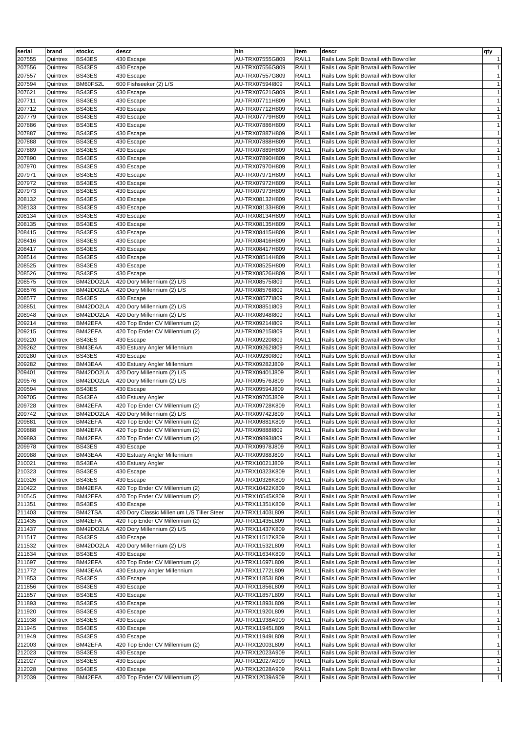| serial | brand | stockc | descr | hin | item | descr | qty |
|---|---|---|---|---|---|---|---|
| 207555 | Quintrex | BS43ES | 430 Escape | AU-TRX07555G809 | RAIL1 | Rails Low Split Bowrail with Bowroller | 1 |
| 207556 | Quintrex | BS43ES | 430 Escape | AU-TRX07556G809 | RAIL1 | Rails Low Split Bowrail with Bowroller | 1 |
| 207557 | Quintrex | BS43ES | 430 Escape | AU-TRX07557G809 | RAIL1 | Rails Low Split Bowrail with Bowroller | 1 |
| 207594 | Quintrex | BM60FS2L | 600 Fishseeker (2) L/S | AU-TRX07594I809 | RAIL1 | Rails Low Split Bowrail with Bowroller | 1 |
| 207621 | Quintrex | BS43ES | 430 Escape | AU-TRX07621G809 | RAIL1 | Rails Low Split Bowrail with Bowroller | 1 |
| 207711 | Quintrex | BS43ES | 430 Escape | AU-TRX07711H809 | RAIL1 | Rails Low Split Bowrail with Bowroller | 1 |
| 207712 | Quintrex | BS43ES | 430 Escape | AU-TRX07712H809 | RAIL1 | Rails Low Split Bowrail with Bowroller | 1 |
| 207779 | Quintrex | BS43ES | 430 Escape | AU-TRX07779H809 | RAIL1 | Rails Low Split Bowrail with Bowroller | 1 |
| 207886 | Quintrex | BS43ES | 430 Escape | AU-TRX07886H809 | RAIL1 | Rails Low Split Bowrail with Bowroller | 1 |
| 207887 | Quintrex | BS43ES | 430 Escape | AU-TRX07887H809 | RAIL1 | Rails Low Split Bowrail with Bowroller | 1 |
| 207888 | Quintrex | BS43ES | 430 Escape | AU-TRX07888H809 | RAIL1 | Rails Low Split Bowrail with Bowroller | 1 |
| 207889 | Quintrex | BS43ES | 430 Escape | AU-TRX07889H809 | RAIL1 | Rails Low Split Bowrail with Bowroller | 1 |
| 207890 | Quintrex | BS43ES | 430 Escape | AU-TRX07890H809 | RAIL1 | Rails Low Split Bowrail with Bowroller | 1 |
| 207970 | Quintrex | BS43ES | 430 Escape | AU-TRX07970H809 | RAIL1 | Rails Low Split Bowrail with Bowroller | 1 |
| 207971 | Quintrex | BS43ES | 430 Escape | AU-TRX07971H809 | RAIL1 | Rails Low Split Bowrail with Bowroller | 1 |
| 207972 | Quintrex | BS43ES | 430 Escape | AU-TRX07972H809 | RAIL1 | Rails Low Split Bowrail with Bowroller | 1 |
| 207973 | Quintrex | BS43ES | 430 Escape | AU-TRX07973H809 | RAIL1 | Rails Low Split Bowrail with Bowroller | 1 |
| 208132 | Quintrex | BS43ES | 430 Escape | AU-TRX08132H809 | RAIL1 | Rails Low Split Bowrail with Bowroller | 1 |
| 208133 | Quintrex | BS43ES | 430 Escape | AU-TRX08133H809 | RAIL1 | Rails Low Split Bowrail with Bowroller | 1 |
| 208134 | Quintrex | BS43ES | 430 Escape | AU-TRX08134H809 | RAIL1 | Rails Low Split Bowrail with Bowroller | 1 |
| 208135 | Quintrex | BS43ES | 430 Escape | AU-TRX08135H809 | RAIL1 | Rails Low Split Bowrail with Bowroller | 1 |
| 208415 | Quintrex | BS43ES | 430 Escape | AU-TRX08415H809 | RAIL1 | Rails Low Split Bowrail with Bowroller | 1 |
| 208416 | Quintrex | BS43ES | 430 Escape | AU-TRX08416H809 | RAIL1 | Rails Low Split Bowrail with Bowroller | 1 |
| 208417 | Quintrex | BS43ES | 430 Escape | AU-TRX08417H809 | RAIL1 | Rails Low Split Bowrail with Bowroller | 1 |
| 208514 | Quintrex | BS43ES | 430 Escape | AU-TRX08514H809 | RAIL1 | Rails Low Split Bowrail with Bowroller | 1 |
| 208525 | Quintrex | BS43ES | 430 Escape | AU-TRX08525H809 | RAIL1 | Rails Low Split Bowrail with Bowroller | 1 |
| 208526 | Quintrex | BS43ES | 430 Escape | AU-TRX08526H809 | RAIL1 | Rails Low Split Bowrail with Bowroller | 1 |
| 208575 | Quintrex | BM42DO2LA | 420 Dory Millennium (2) L/S | AU-TRX08575I809 | RAIL1 | Rails Low Split Bowrail with Bowroller | 1 |
| 208576 | Quintrex | BM42DO2LA | 420 Dory Millennium (2) L/S | AU-TRX08576I809 | RAIL1 | Rails Low Split Bowrail with Bowroller | 1 |
| 208577 | Quintrex | BS43ES | 430 Escape | AU-TRX08577I809 | RAIL1 | Rails Low Split Bowrail with Bowroller | 1 |
| 208851 | Quintrex | BM42DO2LA | 420 Dory Millennium (2) L/S | AU-TRX08851I809 | RAIL1 | Rails Low Split Bowrail with Bowroller | 1 |
| 208948 | Quintrex | BM42DO2LA | 420 Dory Millennium (2) L/S | AU-TRX08948I809 | RAIL1 | Rails Low Split Bowrail with Bowroller | 1 |
| 209214 | Quintrex | BM42EFA | 420 Top Ender CV Millennium (2) | AU-TRX09214I809 | RAIL1 | Rails Low Split Bowrail with Bowroller | 1 |
| 209215 | Quintrex | BM42EFA | 420 Top Ender CV Millennium (2) | AU-TRX09215I809 | RAIL1 | Rails Low Split Bowrail with Bowroller | 1 |
| 209220 | Quintrex | BS43ES | 430 Escape | AU-TRX09220I809 | RAIL1 | Rails Low Split Bowrail with Bowroller | 1 |
| 209262 | Quintrex | BM43EAA | 430 Estuary Angler Millennium | AU-TRX09262I809 | RAIL1 | Rails Low Split Bowrail with Bowroller | 1 |
| 209280 | Quintrex | BS43ES | 430 Escape | AU-TRX09280I809 | RAIL1 | Rails Low Split Bowrail with Bowroller | 1 |
| 209282 | Quintrex | BM43EAA | 430 Estuary Angler Millennium | AU-TRX09282J809 | RAIL1 | Rails Low Split Bowrail with Bowroller | 1 |
| 209401 | Quintrex | BM42DO2LA | 420 Dory Millennium (2) L/S | AU-TRX09401J809 | RAIL1 | Rails Low Split Bowrail with Bowroller | 1 |
| 209576 | Quintrex | BM42DO2LA | 420 Dory Millennium (2) L/S | AU-TRX09576J809 | RAIL1 | Rails Low Split Bowrail with Bowroller | 1 |
| 209594 | Quintrex | BS43ES | 430 Escape | AU-TRX09594J809 | RAIL1 | Rails Low Split Bowrail with Bowroller | 1 |
| 209705 | Quintrex | BS43EA | 430 Estuary Angler | AU-TRX09705J809 | RAIL1 | Rails Low Split Bowrail with Bowroller | 1 |
| 209728 | Quintrex | BM42EFA | 420 Top Ender CV Millennium (2) | AU-TRX09728K809 | RAIL1 | Rails Low Split Bowrail with Bowroller | 1 |
| 209742 | Quintrex | BM42DO2LA | 420 Dory Millennium (2) L/S | AU-TRX09742J809 | RAIL1 | Rails Low Split Bowrail with Bowroller | 1 |
| 209881 | Quintrex | BM42EFA | 420 Top Ender CV Millennium (2) | AU-TRX09881K809 | RAIL1 | Rails Low Split Bowrail with Bowroller | 1 |
| 209888 | Quintrex | BM42EFA | 420 Top Ender CV Millennium (2) | AU-TRX09888I809 | RAIL1 | Rails Low Split Bowrail with Bowroller | 1 |
| 209893 | Quintrex | BM42EFA | 420 Top Ender CV Millennium (2) | AU-TRX09893I809 | RAIL1 | Rails Low Split Bowrail with Bowroller | 1 |
| 209978 | Quintrex | BS43ES | 430 Escape | AU-TRX09978J809 | RAIL1 | Rails Low Split Bowrail with Bowroller | 1 |
| 209988 | Quintrex | BM43EAA | 430 Estuary Angler Millennium | AU-TRX09988J809 | RAIL1 | Rails Low Split Bowrail with Bowroller | 1 |
| 210021 | Quintrex | BS43EA | 430 Estuary Angler | AU-TRX10021J809 | RAIL1 | Rails Low Split Bowrail with Bowroller | 1 |
| 210323 | Quintrex | BS43ES | 430 Escape | AU-TRX10323K809 | RAIL1 | Rails Low Split Bowrail with Bowroller | 1 |
| 210326 | Quintrex | BS43ES | 430 Escape | AU-TRX10326K809 | RAIL1 | Rails Low Split Bowrail with Bowroller | 1 |
| 210422 | Quintrex | BM42EFA | 420 Top Ender CV Millennium (2) | AU-TRX10422K809 | RAIL1 | Rails Low Split Bowrail with Bowroller | 1 |
| 210545 | Quintrex | BM42EFA | 420 Top Ender CV Millennium (2) | AU-TRX10545K809 | RAIL1 | Rails Low Split Bowrail with Bowroller | 1 |
| 211351 | Quintrex | BS43ES | 430 Escape | AU-TRX11351K809 | RAIL1 | Rails Low Split Bowrail with Bowroller | 1 |
| 211403 | Quintrex | BM42TSA | 420 Dory Classic Millenium L/S Tiller Steer | AU-TRX11403L809 | RAIL1 | Rails Low Split Bowrail with Bowroller | 1 |
| 211435 | Quintrex | BM42EFA | 420 Top Ender CV Millennium (2) | AU-TRX11435L809 | RAIL1 | Rails Low Split Bowrail with Bowroller | 1 |
| 211437 | Quintrex | BM42DO2LA | 420 Dory Millennium (2) L/S | AU-TRX11437K809 | RAIL1 | Rails Low Split Bowrail with Bowroller | 1 |
| 211517 | Quintrex | BS43ES | 430 Escape | AU-TRX11517K809 | RAIL1 | Rails Low Split Bowrail with Bowroller | 1 |
| 211532 | Quintrex | BM42DO2LA | 420 Dory Millennium (2) L/S | AU-TRX11532L809 | RAIL1 | Rails Low Split Bowrail with Bowroller | 1 |
| 211634 | Quintrex | BS43ES | 430 Escape | AU-TRX11634K809 | RAIL1 | Rails Low Split Bowrail with Bowroller | 1 |
| 211697 | Quintrex | BM42EFA | 420 Top Ender CV Millennium (2) | AU-TRX11697L809 | RAIL1 | Rails Low Split Bowrail with Bowroller | 1 |
| 211772 | Quintrex | BM43EAA | 430 Estuary Angler Millennium | AU-TRX11772L809 | RAIL1 | Rails Low Split Bowrail with Bowroller | 1 |
| 211853 | Quintrex | BS43ES | 430 Escape | AU-TRX11853L809 | RAIL1 | Rails Low Split Bowrail with Bowroller | 1 |
| 211856 | Quintrex | BS43ES | 430 Escape | AU-TRX11856L809 | RAIL1 | Rails Low Split Bowrail with Bowroller | 1 |
| 211857 | Quintrex | BS43ES | 430 Escape | AU-TRX11857L809 | RAIL1 | Rails Low Split Bowrail with Bowroller | 1 |
| 211893 | Quintrex | BS43ES | 430 Escape | AU-TRX11893L809 | RAIL1 | Rails Low Split Bowrail with Bowroller | 1 |
| 211920 | Quintrex | BS43ES | 430 Escape | AU-TRX11920L809 | RAIL1 | Rails Low Split Bowrail with Bowroller | 1 |
| 211938 | Quintrex | BS43ES | 430 Escape | AU-TRX11938A909 | RAIL1 | Rails Low Split Bowrail with Bowroller | 1 |
| 211945 | Quintrex | BS43ES | 430 Escape | AU-TRX11945L809 | RAIL1 | Rails Low Split Bowrail with Bowroller | 1 |
| 211949 | Quintrex | BS43ES | 430 Escape | AU-TRX11949L809 | RAIL1 | Rails Low Split Bowrail with Bowroller | 1 |
| 212003 | Quintrex | BM42EFA | 420 Top Ender CV Millennium (2) | AU-TRX12003L809 | RAIL1 | Rails Low Split Bowrail with Bowroller | 1 |
| 212023 | Quintrex | BS43ES | 430 Escape | AU-TRX12023A909 | RAIL1 | Rails Low Split Bowrail with Bowroller | 1 |
| 212027 | Quintrex | BS43ES | 430 Escape | AU-TRX12027A909 | RAIL1 | Rails Low Split Bowrail with Bowroller | 1 |
| 212028 | Quintrex | BS43ES | 430 Escape | AU-TRX12028A909 | RAIL1 | Rails Low Split Bowrail with Bowroller | 1 |
| 212039 | Quintrex | BM42EFA | 420 Top Ender CV Millennium (2) | AU-TRX12039A909 | RAIL1 | Rails Low Split Bowrail with Bowroller | 1 |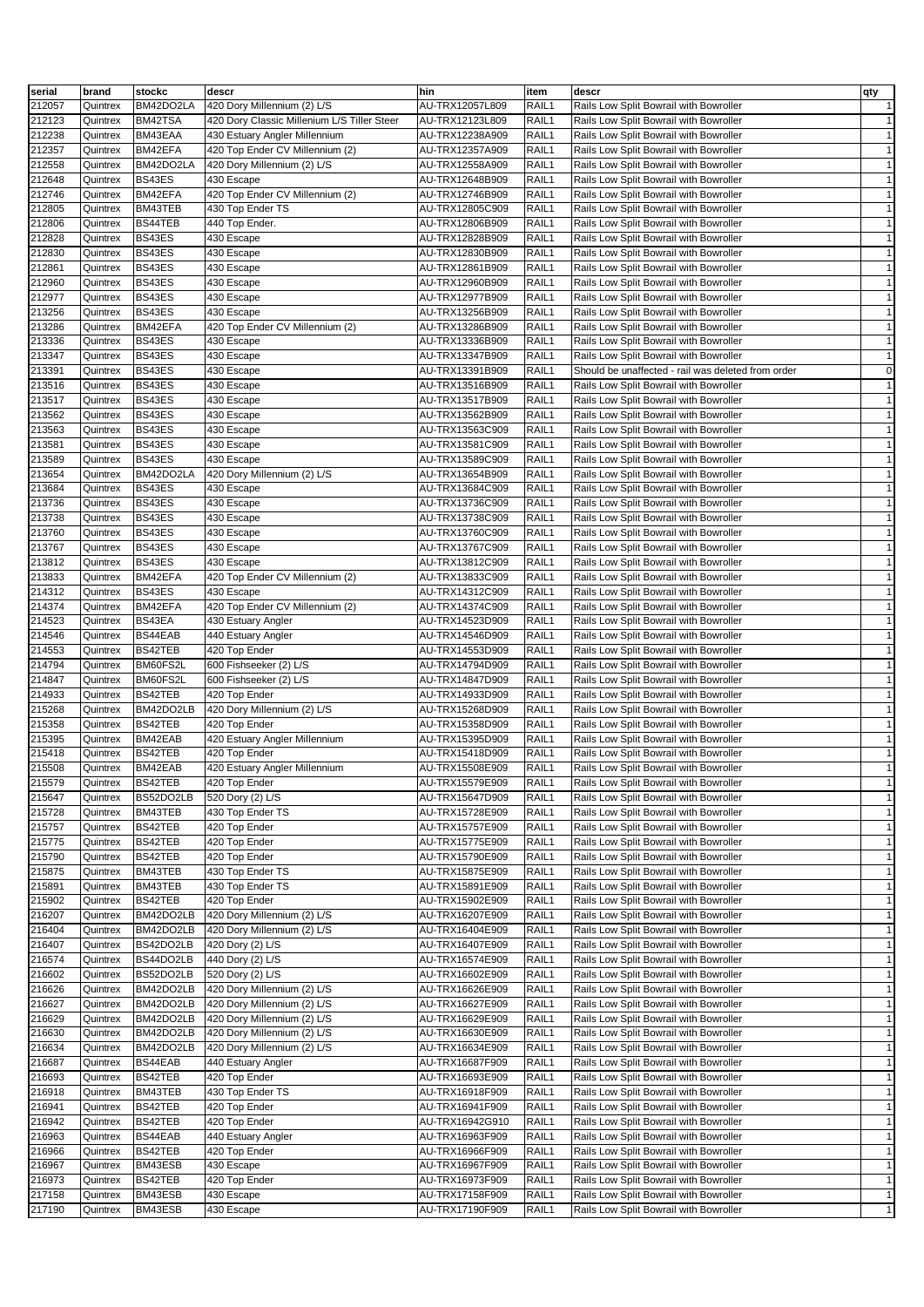| serial | brand | stockc | descr | hin | item | descr | qty |
|---|---|---|---|---|---|---|---|
| 212057 | Quintrex | BM42DO2LA | 420 Dory Millennium (2) L/S | AU-TRX12057L809 | RAIL1 | Rails Low Split Bowrail with Bowroller | 1 |
| 212123 | Quintrex | BM42TSA | 420 Dory Classic Millenium L/S Tiller Steer | AU-TRX12123L809 | RAIL1 | Rails Low Split Bowrail with Bowroller | 1 |
| 212238 | Quintrex | BM43EAA | 430 Estuary Angler Millennium | AU-TRX12238A909 | RAIL1 | Rails Low Split Bowrail with Bowroller | 1 |
| 212357 | Quintrex | BM42EFA | 420 Top Ender CV Millennium (2) | AU-TRX12357A909 | RAIL1 | Rails Low Split Bowrail with Bowroller | 1 |
| 212558 | Quintrex | BM42DO2LA | 420 Dory Millennium (2) L/S | AU-TRX12558A909 | RAIL1 | Rails Low Split Bowrail with Bowroller | 1 |
| 212648 | Quintrex | BS43ES | 430 Escape | AU-TRX12648B909 | RAIL1 | Rails Low Split Bowrail with Bowroller | 1 |
| 212746 | Quintrex | BM42EFA | 420 Top Ender CV Millennium (2) | AU-TRX12746B909 | RAIL1 | Rails Low Split Bowrail with Bowroller | 1 |
| 212805 | Quintrex | BM43TEB | 430 Top Ender TS | AU-TRX12805C909 | RAIL1 | Rails Low Split Bowrail with Bowroller | 1 |
| 212806 | Quintrex | BS44TEB | 440 Top Ender. | AU-TRX12806B909 | RAIL1 | Rails Low Split Bowrail with Bowroller | 1 |
| 212828 | Quintrex | BS43ES | 430 Escape | AU-TRX12828B909 | RAIL1 | Rails Low Split Bowrail with Bowroller | 1 |
| 212830 | Quintrex | BS43ES | 430 Escape | AU-TRX12830B909 | RAIL1 | Rails Low Split Bowrail with Bowroller | 1 |
| 212861 | Quintrex | BS43ES | 430 Escape | AU-TRX12861B909 | RAIL1 | Rails Low Split Bowrail with Bowroller | 1 |
| 212960 | Quintrex | BS43ES | 430 Escape | AU-TRX12960B909 | RAIL1 | Rails Low Split Bowrail with Bowroller | 1 |
| 212977 | Quintrex | BS43ES | 430 Escape | AU-TRX12977B909 | RAIL1 | Rails Low Split Bowrail with Bowroller | 1 |
| 213256 | Quintrex | BS43ES | 430 Escape | AU-TRX13256B909 | RAIL1 | Rails Low Split Bowrail with Bowroller | 1 |
| 213286 | Quintrex | BM42EFA | 420 Top Ender CV Millennium (2) | AU-TRX13286B909 | RAIL1 | Rails Low Split Bowrail with Bowroller | 1 |
| 213336 | Quintrex | BS43ES | 430 Escape | AU-TRX13336B909 | RAIL1 | Rails Low Split Bowrail with Bowroller | 1 |
| 213347 | Quintrex | BS43ES | 430 Escape | AU-TRX13347B909 | RAIL1 | Rails Low Split Bowrail with Bowroller | 1 |
| 213391 | Quintrex | BS43ES | 430 Escape | AU-TRX13391B909 | RAIL1 | Should be unaffected - rail was deleted from order | 0 |
| 213516 | Quintrex | BS43ES | 430 Escape | AU-TRX13516B909 | RAIL1 | Rails Low Split Bowrail with Bowroller | 1 |
| 213517 | Quintrex | BS43ES | 430 Escape | AU-TRX13517B909 | RAIL1 | Rails Low Split Bowrail with Bowroller | 1 |
| 213562 | Quintrex | BS43ES | 430 Escape | AU-TRX13562B909 | RAIL1 | Rails Low Split Bowrail with Bowroller | 1 |
| 213563 | Quintrex | BS43ES | 430 Escape | AU-TRX13563C909 | RAIL1 | Rails Low Split Bowrail with Bowroller | 1 |
| 213581 | Quintrex | BS43ES | 430 Escape | AU-TRX13581C909 | RAIL1 | Rails Low Split Bowrail with Bowroller | 1 |
| 213589 | Quintrex | BS43ES | 430 Escape | AU-TRX13589C909 | RAIL1 | Rails Low Split Bowrail with Bowroller | 1 |
| 213654 | Quintrex | BM42DO2LA | 420 Dory Millennium (2) L/S | AU-TRX13654B909 | RAIL1 | Rails Low Split Bowrail with Bowroller | 1 |
| 213684 | Quintrex | BS43ES | 430 Escape | AU-TRX13684C909 | RAIL1 | Rails Low Split Bowrail with Bowroller | 1 |
| 213736 | Quintrex | BS43ES | 430 Escape | AU-TRX13736C909 | RAIL1 | Rails Low Split Bowrail with Bowroller | 1 |
| 213738 | Quintrex | BS43ES | 430 Escape | AU-TRX13738C909 | RAIL1 | Rails Low Split Bowrail with Bowroller | 1 |
| 213760 | Quintrex | BS43ES | 430 Escape | AU-TRX13760C909 | RAIL1 | Rails Low Split Bowrail with Bowroller | 1 |
| 213767 | Quintrex | BS43ES | 430 Escape | AU-TRX13767C909 | RAIL1 | Rails Low Split Bowrail with Bowroller | 1 |
| 213812 | Quintrex | BS43ES | 430 Escape | AU-TRX13812C909 | RAIL1 | Rails Low Split Bowrail with Bowroller | 1 |
| 213833 | Quintrex | BM42EFA | 420 Top Ender CV Millennium (2) | AU-TRX13833C909 | RAIL1 | Rails Low Split Bowrail with Bowroller | 1 |
| 214312 | Quintrex | BS43ES | 430 Escape | AU-TRX14312C909 | RAIL1 | Rails Low Split Bowrail with Bowroller | 1 |
| 214374 | Quintrex | BM42EFA | 420 Top Ender CV Millennium (2) | AU-TRX14374C909 | RAIL1 | Rails Low Split Bowrail with Bowroller | 1 |
| 214523 | Quintrex | BS43EA | 430 Estuary Angler | AU-TRX14523D909 | RAIL1 | Rails Low Split Bowrail with Bowroller | 1 |
| 214546 | Quintrex | BS44EAB | 440 Estuary Angler | AU-TRX14546D909 | RAIL1 | Rails Low Split Bowrail with Bowroller | 1 |
| 214553 | Quintrex | BS42TEB | 420 Top Ender | AU-TRX14553D909 | RAIL1 | Rails Low Split Bowrail with Bowroller | 1 |
| 214794 | Quintrex | BM60FS2L | 600 Fishseeker (2) L/S | AU-TRX14794D909 | RAIL1 | Rails Low Split Bowrail with Bowroller | 1 |
| 214847 | Quintrex | BM60FS2L | 600 Fishseeker (2) L/S | AU-TRX14847D909 | RAIL1 | Rails Low Split Bowrail with Bowroller | 1 |
| 214933 | Quintrex | BS42TEB | 420 Top Ender | AU-TRX14933D909 | RAIL1 | Rails Low Split Bowrail with Bowroller | 1 |
| 215268 | Quintrex | BM42DO2LB | 420 Dory Millennium (2) L/S | AU-TRX15268D909 | RAIL1 | Rails Low Split Bowrail with Bowroller | 1 |
| 215358 | Quintrex | BS42TEB | 420 Top Ender | AU-TRX15358D909 | RAIL1 | Rails Low Split Bowrail with Bowroller | 1 |
| 215395 | Quintrex | BM42EAB | 420 Estuary Angler Millennium | AU-TRX15395D909 | RAIL1 | Rails Low Split Bowrail with Bowroller | 1 |
| 215418 | Quintrex | BS42TEB | 420 Top Ender | AU-TRX15418D909 | RAIL1 | Rails Low Split Bowrail with Bowroller | 1 |
| 215508 | Quintrex | BM42EAB | 420 Estuary Angler Millennium | AU-TRX15508E909 | RAIL1 | Rails Low Split Bowrail with Bowroller | 1 |
| 215579 | Quintrex | BS42TEB | 420 Top Ender | AU-TRX15579E909 | RAIL1 | Rails Low Split Bowrail with Bowroller | 1 |
| 215647 | Quintrex | BS52DO2LB | 520 Dory (2) L/S | AU-TRX15647D909 | RAIL1 | Rails Low Split Bowrail with Bowroller | 1 |
| 215728 | Quintrex | BM43TEB | 430 Top Ender TS | AU-TRX15728E909 | RAIL1 | Rails Low Split Bowrail with Bowroller | 1 |
| 215757 | Quintrex | BS42TEB | 420 Top Ender | AU-TRX15757E909 | RAIL1 | Rails Low Split Bowrail with Bowroller | 1 |
| 215775 | Quintrex | BS42TEB | 420 Top Ender | AU-TRX15775E909 | RAIL1 | Rails Low Split Bowrail with Bowroller | 1 |
| 215790 | Quintrex | BS42TEB | 420 Top Ender | AU-TRX15790E909 | RAIL1 | Rails Low Split Bowrail with Bowroller | 1 |
| 215875 | Quintrex | BM43TEB | 430 Top Ender TS | AU-TRX15875E909 | RAIL1 | Rails Low Split Bowrail with Bowroller | 1 |
| 215891 | Quintrex | BM43TEB | 430 Top Ender TS | AU-TRX15891E909 | RAIL1 | Rails Low Split Bowrail with Bowroller | 1 |
| 215902 | Quintrex | BS42TEB | 420 Top Ender | AU-TRX15902E909 | RAIL1 | Rails Low Split Bowrail with Bowroller | 1 |
| 216207 | Quintrex | BM42DO2LB | 420 Dory Millennium (2) L/S | AU-TRX16207E909 | RAIL1 | Rails Low Split Bowrail with Bowroller | 1 |
| 216404 | Quintrex | BM42DO2LB | 420 Dory Millennium (2) L/S | AU-TRX16404E909 | RAIL1 | Rails Low Split Bowrail with Bowroller | 1 |
| 216407 | Quintrex | BS42DO2LB | 420 Dory (2) L/S | AU-TRX16407E909 | RAIL1 | Rails Low Split Bowrail with Bowroller | 1 |
| 216574 | Quintrex | BS44DO2LB | 440 Dory (2) L/S | AU-TRX16574E909 | RAIL1 | Rails Low Split Bowrail with Bowroller | 1 |
| 216602 | Quintrex | BS52DO2LB | 520 Dory (2) L/S | AU-TRX16602E909 | RAIL1 | Rails Low Split Bowrail with Bowroller | 1 |
| 216626 | Quintrex | BM42DO2LB | 420 Dory Millennium (2) L/S | AU-TRX16626E909 | RAIL1 | Rails Low Split Bowrail with Bowroller | 1 |
| 216627 | Quintrex | BM42DO2LB | 420 Dory Millennium (2) L/S | AU-TRX16627E909 | RAIL1 | Rails Low Split Bowrail with Bowroller | 1 |
| 216629 | Quintrex | BM42DO2LB | 420 Dory Millennium (2) L/S | AU-TRX16629E909 | RAIL1 | Rails Low Split Bowrail with Bowroller | 1 |
| 216630 | Quintrex | BM42DO2LB | 420 Dory Millennium (2) L/S | AU-TRX16630E909 | RAIL1 | Rails Low Split Bowrail with Bowroller | 1 |
| 216634 | Quintrex | BM42DO2LB | 420 Dory Millennium (2) L/S | AU-TRX16634E909 | RAIL1 | Rails Low Split Bowrail with Bowroller | 1 |
| 216687 | Quintrex | BS44EAB | 440 Estuary Angler | AU-TRX16687F909 | RAIL1 | Rails Low Split Bowrail with Bowroller | 1 |
| 216693 | Quintrex | BS42TEB | 420 Top Ender | AU-TRX16693E909 | RAIL1 | Rails Low Split Bowrail with Bowroller | 1 |
| 216918 | Quintrex | BM43TEB | 430 Top Ender TS | AU-TRX16918F909 | RAIL1 | Rails Low Split Bowrail with Bowroller | 1 |
| 216941 | Quintrex | BS42TEB | 420 Top Ender | AU-TRX16941F909 | RAIL1 | Rails Low Split Bowrail with Bowroller | 1 |
| 216942 | Quintrex | BS42TEB | 420 Top Ender | AU-TRX16942G910 | RAIL1 | Rails Low Split Bowrail with Bowroller | 1 |
| 216963 | Quintrex | BS44EAB | 440 Estuary Angler | AU-TRX16963F909 | RAIL1 | Rails Low Split Bowrail with Bowroller | 1 |
| 216966 | Quintrex | BS42TEB | 420 Top Ender | AU-TRX16966F909 | RAIL1 | Rails Low Split Bowrail with Bowroller | 1 |
| 216967 | Quintrex | BM43ESB | 430 Escape | AU-TRX16967F909 | RAIL1 | Rails Low Split Bowrail with Bowroller | 1 |
| 216973 | Quintrex | BS42TEB | 420 Top Ender | AU-TRX16973F909 | RAIL1 | Rails Low Split Bowrail with Bowroller | 1 |
| 217158 | Quintrex | BM43ESB | 430 Escape | AU-TRX17158F909 | RAIL1 | Rails Low Split Bowrail with Bowroller | 1 |
| 217190 | Quintrex | BM43ESB | 430 Escape | AU-TRX17190F909 | RAIL1 | Rails Low Split Bowrail with Bowroller | 1 |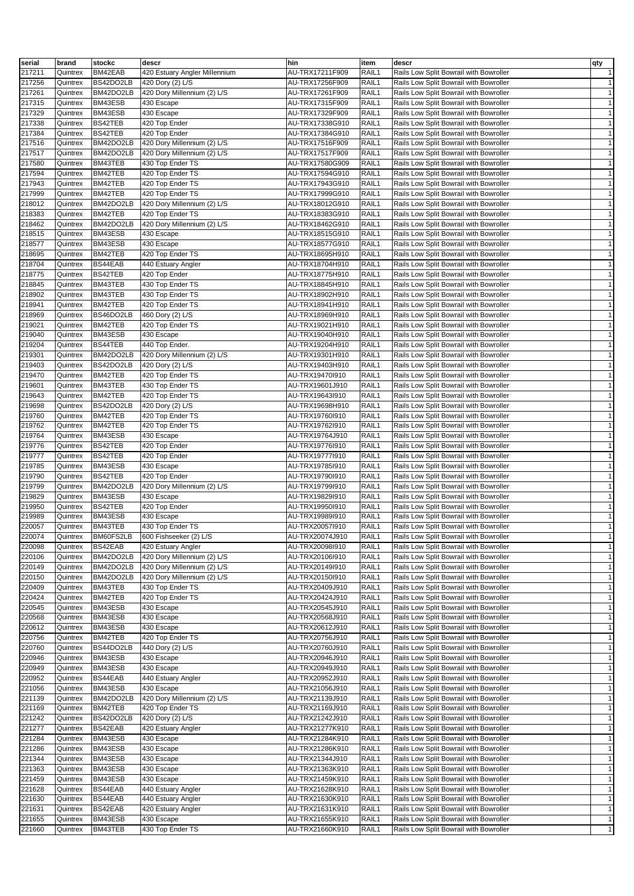| serial | brand | stockc | descr | hin | item | descr | qty |
|---|---|---|---|---|---|---|---|
| 217211 | Quintrex | BM42EAB | 420 Estuary Angler Millennium | AU-TRX17211F909 | RAIL1 | Rails Low Split Bowrail with Bowroller | 1 |
| 217256 | Quintrex | BS42DO2LB | 420 Dory (2) L/S | AU-TRX17256F909 | RAIL1 | Rails Low Split Bowrail with Bowroller | 1 |
| 217261 | Quintrex | BM42DO2LB | 420 Dory Millennium (2) L/S | AU-TRX17261F909 | RAIL1 | Rails Low Split Bowrail with Bowroller | 1 |
| 217315 | Quintrex | BM43ESB | 430 Escape | AU-TRX17315F909 | RAIL1 | Rails Low Split Bowrail with Bowroller | 1 |
| 217329 | Quintrex | BM43ESB | 430 Escape | AU-TRX17329F909 | RAIL1 | Rails Low Split Bowrail with Bowroller | 1 |
| 217338 | Quintrex | BS42TEB | 420 Top Ender | AU-TRX17338G910 | RAIL1 | Rails Low Split Bowrail with Bowroller | 1 |
| 217384 | Quintrex | BS42TEB | 420 Top Ender | AU-TRX17384G910 | RAIL1 | Rails Low Split Bowrail with Bowroller | 1 |
| 217516 | Quintrex | BM42DO2LB | 420 Dory Millennium (2) L/S | AU-TRX17516F909 | RAIL1 | Rails Low Split Bowrail with Bowroller | 1 |
| 217517 | Quintrex | BM42DO2LB | 420 Dory Millennium (2) L/S | AU-TRX17517F909 | RAIL1 | Rails Low Split Bowrail with Bowroller | 1 |
| 217580 | Quintrex | BM43TEB | 430 Top Ender TS | AU-TRX17580G909 | RAIL1 | Rails Low Split Bowrail with Bowroller | 1 |
| 217594 | Quintrex | BM42TEB | 420 Top Ender TS | AU-TRX17594G910 | RAIL1 | Rails Low Split Bowrail with Bowroller | 1 |
| 217943 | Quintrex | BM42TEB | 420 Top Ender TS | AU-TRX17943G910 | RAIL1 | Rails Low Split Bowrail with Bowroller | 1 |
| 217999 | Quintrex | BM42TEB | 420 Top Ender TS | AU-TRX17999G910 | RAIL1 | Rails Low Split Bowrail with Bowroller | 1 |
| 218012 | Quintrex | BM42DO2LB | 420 Dory Millennium (2) L/S | AU-TRX18012G910 | RAIL1 | Rails Low Split Bowrail with Bowroller | 1 |
| 218383 | Quintrex | BM42TEB | 420 Top Ender TS | AU-TRX18383G910 | RAIL1 | Rails Low Split Bowrail with Bowroller | 1 |
| 218462 | Quintrex | BM42DO2LB | 420 Dory Millennium (2) L/S | AU-TRX18462G910 | RAIL1 | Rails Low Split Bowrail with Bowroller | 1 |
| 218515 | Quintrex | BM43ESB | 430 Escape | AU-TRX18515G910 | RAIL1 | Rails Low Split Bowrail with Bowroller | 1 |
| 218577 | Quintrex | BM43ESB | 430 Escape | AU-TRX18577G910 | RAIL1 | Rails Low Split Bowrail with Bowroller | 1 |
| 218695 | Quintrex | BM42TEB | 420 Top Ender TS | AU-TRX18695H910 | RAIL1 | Rails Low Split Bowrail with Bowroller | 1 |
| 218704 | Quintrex | BS44EAB | 440 Estuary Angler | AU-TRX18704H910 | RAIL1 | Rails Low Split Bowrail with Bowroller | 1 |
| 218775 | Quintrex | BS42TEB | 420 Top Ender | AU-TRX18775H910 | RAIL1 | Rails Low Split Bowrail with Bowroller | 1 |
| 218845 | Quintrex | BM43TEB | 430 Top Ender TS | AU-TRX18845H910 | RAIL1 | Rails Low Split Bowrail with Bowroller | 1 |
| 218902 | Quintrex | BM43TEB | 430 Top Ender TS | AU-TRX18902H910 | RAIL1 | Rails Low Split Bowrail with Bowroller | 1 |
| 218941 | Quintrex | BM42TEB | 420 Top Ender TS | AU-TRX18941H910 | RAIL1 | Rails Low Split Bowrail with Bowroller | 1 |
| 218969 | Quintrex | BS46DO2LB | 460 Dory (2) L/S | AU-TRX18969H910 | RAIL1 | Rails Low Split Bowrail with Bowroller | 1 |
| 219021 | Quintrex | BM42TEB | 420 Top Ender TS | AU-TRX19021H910 | RAIL1 | Rails Low Split Bowrail with Bowroller | 1 |
| 219040 | Quintrex | BM43ESB | 430 Escape | AU-TRX19040H910 | RAIL1 | Rails Low Split Bowrail with Bowroller | 1 |
| 219204 | Quintrex | BS44TEB | 440 Top Ender. | AU-TRX19204H910 | RAIL1 | Rails Low Split Bowrail with Bowroller | 1 |
| 219301 | Quintrex | BM42DO2LB | 420 Dory Millennium (2) L/S | AU-TRX19301H910 | RAIL1 | Rails Low Split Bowrail with Bowroller | 1 |
| 219403 | Quintrex | BS42DO2LB | 420 Dory (2) L/S | AU-TRX19403H910 | RAIL1 | Rails Low Split Bowrail with Bowroller | 1 |
| 219470 | Quintrex | BM42TEB | 420 Top Ender TS | AU-TRX19470I910 | RAIL1 | Rails Low Split Bowrail with Bowroller | 1 |
| 219601 | Quintrex | BM43TEB | 430 Top Ender TS | AU-TRX19601J910 | RAIL1 | Rails Low Split Bowrail with Bowroller | 1 |
| 219643 | Quintrex | BM42TEB | 420 Top Ender TS | AU-TRX19643I910 | RAIL1 | Rails Low Split Bowrail with Bowroller | 1 |
| 219698 | Quintrex | BS42DO2LB | 420 Dory (2) L/S | AU-TRX19698H910 | RAIL1 | Rails Low Split Bowrail with Bowroller | 1 |
| 219760 | Quintrex | BM42TEB | 420 Top Ender TS | AU-TRX19760I910 | RAIL1 | Rails Low Split Bowrail with Bowroller | 1 |
| 219762 | Quintrex | BM42TEB | 420 Top Ender TS | AU-TRX19762I910 | RAIL1 | Rails Low Split Bowrail with Bowroller | 1 |
| 219764 | Quintrex | BM43ESB | 430 Escape | AU-TRX19764J910 | RAIL1 | Rails Low Split Bowrail with Bowroller | 1 |
| 219776 | Quintrex | BS42TEB | 420 Top Ender | AU-TRX19776I910 | RAIL1 | Rails Low Split Bowrail with Bowroller | 1 |
| 219777 | Quintrex | BS42TEB | 420 Top Ender | AU-TRX19777I910 | RAIL1 | Rails Low Split Bowrail with Bowroller | 1 |
| 219785 | Quintrex | BM43ESB | 430 Escape | AU-TRX19785I910 | RAIL1 | Rails Low Split Bowrail with Bowroller | 1 |
| 219790 | Quintrex | BS42TEB | 420 Top Ender | AU-TRX19790I910 | RAIL1 | Rails Low Split Bowrail with Bowroller | 1 |
| 219799 | Quintrex | BM42DO2LB | 420 Dory Millennium (2) L/S | AU-TRX19799I910 | RAIL1 | Rails Low Split Bowrail with Bowroller | 1 |
| 219829 | Quintrex | BM43ESB | 430 Escape | AU-TRX19829I910 | RAIL1 | Rails Low Split Bowrail with Bowroller | 1 |
| 219950 | Quintrex | BS42TEB | 420 Top Ender | AU-TRX19950I910 | RAIL1 | Rails Low Split Bowrail with Bowroller | 1 |
| 219989 | Quintrex | BM43ESB | 430 Escape | AU-TRX19989I910 | RAIL1 | Rails Low Split Bowrail with Bowroller | 1 |
| 220057 | Quintrex | BM43TEB | 430 Top Ender TS | AU-TRX20057I910 | RAIL1 | Rails Low Split Bowrail with Bowroller | 1 |
| 220074 | Quintrex | BM60FS2LB | 600 Fishseeker (2) L/S | AU-TRX20074J910 | RAIL1 | Rails Low Split Bowrail with Bowroller | 1 |
| 220098 | Quintrex | BS42EAB | 420 Estuary Angler | AU-TRX20098I910 | RAIL1 | Rails Low Split Bowrail with Bowroller | 1 |
| 220106 | Quintrex | BM42DO2LB | 420 Dory Millennium (2) L/S | AU-TRX20106I910 | RAIL1 | Rails Low Split Bowrail with Bowroller | 1 |
| 220149 | Quintrex | BM42DO2LB | 420 Dory Millennium (2) L/S | AU-TRX20149I910 | RAIL1 | Rails Low Split Bowrail with Bowroller | 1 |
| 220150 | Quintrex | BM42DO2LB | 420 Dory Millennium (2) L/S | AU-TRX20150I910 | RAIL1 | Rails Low Split Bowrail with Bowroller | 1 |
| 220409 | Quintrex | BM43TEB | 430 Top Ender TS | AU-TRX20409J910 | RAIL1 | Rails Low Split Bowrail with Bowroller | 1 |
| 220424 | Quintrex | BM42TEB | 420 Top Ender TS | AU-TRX20424J910 | RAIL1 | Rails Low Split Bowrail with Bowroller | 1 |
| 220545 | Quintrex | BM43ESB | 430 Escape | AU-TRX20545J910 | RAIL1 | Rails Low Split Bowrail with Bowroller | 1 |
| 220568 | Quintrex | BM43ESB | 430 Escape | AU-TRX20568J910 | RAIL1 | Rails Low Split Bowrail with Bowroller | 1 |
| 220612 | Quintrex | BM43ESB | 430 Escape | AU-TRX20612J910 | RAIL1 | Rails Low Split Bowrail with Bowroller | 1 |
| 220756 | Quintrex | BM42TEB | 420 Top Ender TS | AU-TRX20756J910 | RAIL1 | Rails Low Split Bowrail with Bowroller | 1 |
| 220760 | Quintrex | BS44DO2LB | 440 Dory (2) L/S | AU-TRX20760J910 | RAIL1 | Rails Low Split Bowrail with Bowroller | 1 |
| 220946 | Quintrex | BM43ESB | 430 Escape | AU-TRX20946J910 | RAIL1 | Rails Low Split Bowrail with Bowroller | 1 |
| 220949 | Quintrex | BM43ESB | 430 Escape | AU-TRX20949J910 | RAIL1 | Rails Low Split Bowrail with Bowroller | 1 |
| 220952 | Quintrex | BS44EAB | 440 Estuary Angler | AU-TRX20952J910 | RAIL1 | Rails Low Split Bowrail with Bowroller | 1 |
| 221056 | Quintrex | BM43ESB | 430 Escape | AU-TRX21056J910 | RAIL1 | Rails Low Split Bowrail with Bowroller | 1 |
| 221139 | Quintrex | BM42DO2LB | 420 Dory Millennium (2) L/S | AU-TRX21139J910 | RAIL1 | Rails Low Split Bowrail with Bowroller | 1 |
| 221169 | Quintrex | BM42TEB | 420 Top Ender TS | AU-TRX21169J910 | RAIL1 | Rails Low Split Bowrail with Bowroller | 1 |
| 221242 | Quintrex | BS42DO2LB | 420 Dory (2) L/S | AU-TRX21242J910 | RAIL1 | Rails Low Split Bowrail with Bowroller | 1 |
| 221277 | Quintrex | BS42EAB | 420 Estuary Angler | AU-TRX21277K910 | RAIL1 | Rails Low Split Bowrail with Bowroller | 1 |
| 221284 | Quintrex | BM43ESB | 430 Escape | AU-TRX21284K910 | RAIL1 | Rails Low Split Bowrail with Bowroller | 1 |
| 221286 | Quintrex | BM43ESB | 430 Escape | AU-TRX21286K910 | RAIL1 | Rails Low Split Bowrail with Bowroller | 1 |
| 221344 | Quintrex | BM43ESB | 430 Escape | AU-TRX21344J910 | RAIL1 | Rails Low Split Bowrail with Bowroller | 1 |
| 221363 | Quintrex | BM43ESB | 430 Escape | AU-TRX21363K910 | RAIL1 | Rails Low Split Bowrail with Bowroller | 1 |
| 221459 | Quintrex | BM43ESB | 430 Escape | AU-TRX21459K910 | RAIL1 | Rails Low Split Bowrail with Bowroller | 1 |
| 221628 | Quintrex | BS44EAB | 440 Estuary Angler | AU-TRX21628K910 | RAIL1 | Rails Low Split Bowrail with Bowroller | 1 |
| 221630 | Quintrex | BS44EAB | 440 Estuary Angler | AU-TRX21630K910 | RAIL1 | Rails Low Split Bowrail with Bowroller | 1 |
| 221631 | Quintrex | BS42EAB | 420 Estuary Angler | AU-TRX21631K910 | RAIL1 | Rails Low Split Bowrail with Bowroller | 1 |
| 221655 | Quintrex | BM43ESB | 430 Escape | AU-TRX21655K910 | RAIL1 | Rails Low Split Bowrail with Bowroller | 1 |
| 221660 | Quintrex | BM43TEB | 430 Top Ender TS | AU-TRX21660K910 | RAIL1 | Rails Low Split Bowrail with Bowroller | 1 |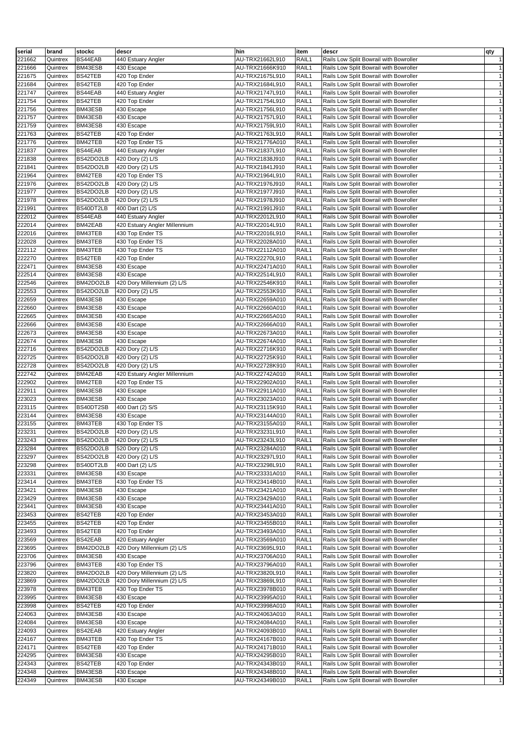| serial | brand | stockc | descr | hin | item | descr | qty |
|---|---|---|---|---|---|---|---|
| 221662 | Quintrex | BS44EAB | 440 Estuary Angler | AU-TRX21662L910 | RAIL1 | Rails Low Split Bowrail with Bowroller | 1 |
| 221666 | Quintrex | BM43ESB | 430 Escape | AU-TRX21666K910 | RAIL1 | Rails Low Split Bowrail with Bowroller | 1 |
| 221675 | Quintrex | BS42TEB | 420 Top Ender | AU-TRX21675L910 | RAIL1 | Rails Low Split Bowrail with Bowroller | 1 |
| 221684 | Quintrex | BS42TEB | 420 Top Ender | AU-TRX21684L910 | RAIL1 | Rails Low Split Bowrail with Bowroller | 1 |
| 221747 | Quintrex | BS44EAB | 440 Estuary Angler | AU-TRX21747L910 | RAIL1 | Rails Low Split Bowrail with Bowroller | 1 |
| 221754 | Quintrex | BS42TEB | 420 Top Ender | AU-TRX21754L910 | RAIL1 | Rails Low Split Bowrail with Bowroller | 1 |
| 221756 | Quintrex | BM43ESB | 430 Escape | AU-TRX21756L910 | RAIL1 | Rails Low Split Bowrail with Bowroller | 1 |
| 221757 | Quintrex | BM43ESB | 430 Escape | AU-TRX21757L910 | RAIL1 | Rails Low Split Bowrail with Bowroller | 1 |
| 221759 | Quintrex | BM43ESB | 430 Escape | AU-TRX21759L910 | RAIL1 | Rails Low Split Bowrail with Bowroller | 1 |
| 221763 | Quintrex | BS42TEB | 420 Top Ender | AU-TRX21763L910 | RAIL1 | Rails Low Split Bowrail with Bowroller | 1 |
| 221776 | Quintrex | BM42TEB | 420 Top Ender TS | AU-TRX21776A010 | RAIL1 | Rails Low Split Bowrail with Bowroller | 1 |
| 221837 | Quintrex | BS44EAB | 440 Estuary Angler | AU-TRX21837L910 | RAIL1 | Rails Low Split Bowrail with Bowroller | 1 |
| 221838 | Quintrex | BS42DO2LB | 420 Dory (2) L/S | AU-TRX21838J910 | RAIL1 | Rails Low Split Bowrail with Bowroller | 1 |
| 221841 | Quintrex | BS42DO2LB | 420 Dory (2) L/S | AU-TRX21841J910 | RAIL1 | Rails Low Split Bowrail with Bowroller | 1 |
| 221964 | Quintrex | BM42TEB | 420 Top Ender TS | AU-TRX21964L910 | RAIL1 | Rails Low Split Bowrail with Bowroller | 1 |
| 221976 | Quintrex | BS42DO2LB | 420 Dory (2) L/S | AU-TRX21976J910 | RAIL1 | Rails Low Split Bowrail with Bowroller | 1 |
| 221977 | Quintrex | BS42DO2LB | 420 Dory (2) L/S | AU-TRX21977J910 | RAIL1 | Rails Low Split Bowrail with Bowroller | 1 |
| 221978 | Quintrex | BS42DO2LB | 420 Dory (2) L/S | AU-TRX21978J910 | RAIL1 | Rails Low Split Bowrail with Bowroller | 1 |
| 221991 | Quintrex | BS40DT2LB | 400 Dart (2) L/S | AU-TRX21991J910 | RAIL1 | Rails Low Split Bowrail with Bowroller | 1 |
| 222012 | Quintrex | BS44EAB | 440 Estuary Angler | AU-TRX22012L910 | RAIL1 | Rails Low Split Bowrail with Bowroller | 1 |
| 222014 | Quintrex | BM42EAB | 420 Estuary Angler Millennium | AU-TRX22014L910 | RAIL1 | Rails Low Split Bowrail with Bowroller | 1 |
| 222016 | Quintrex | BM43TEB | 430 Top Ender TS | AU-TRX22016L910 | RAIL1 | Rails Low Split Bowrail with Bowroller | 1 |
| 222028 | Quintrex | BM43TEB | 430 Top Ender TS | AU-TRX22028A010 | RAIL1 | Rails Low Split Bowrail with Bowroller | 1 |
| 222112 | Quintrex | BM43TEB | 430 Top Ender TS | AU-TRX22112A010 | RAIL1 | Rails Low Split Bowrail with Bowroller | 1 |
| 222270 | Quintrex | BS42TEB | 420 Top Ender | AU-TRX22270L910 | RAIL1 | Rails Low Split Bowrail with Bowroller | 1 |
| 222471 | Quintrex | BM43ESB | 430 Escape | AU-TRX22471A010 | RAIL1 | Rails Low Split Bowrail with Bowroller | 1 |
| 222514 | Quintrex | BM43ESB | 430 Escape | AU-TRX22514L910 | RAIL1 | Rails Low Split Bowrail with Bowroller | 1 |
| 222546 | Quintrex | BM42DO2LB | 420 Dory Millennium (2) L/S | AU-TRX22546K910 | RAIL1 | Rails Low Split Bowrail with Bowroller | 1 |
| 222553 | Quintrex | BS42DO2LB | 420 Dory (2) L/S | AU-TRX22553K910 | RAIL1 | Rails Low Split Bowrail with Bowroller | 1 |
| 222659 | Quintrex | BM43ESB | 430 Escape | AU-TRX22659A010 | RAIL1 | Rails Low Split Bowrail with Bowroller | 1 |
| 222660 | Quintrex | BM43ESB | 430 Escape | AU-TRX22660A010 | RAIL1 | Rails Low Split Bowrail with Bowroller | 1 |
| 222665 | Quintrex | BM43ESB | 430 Escape | AU-TRX22665A010 | RAIL1 | Rails Low Split Bowrail with Bowroller | 1 |
| 222666 | Quintrex | BM43ESB | 430 Escape | AU-TRX22666A010 | RAIL1 | Rails Low Split Bowrail with Bowroller | 1 |
| 222673 | Quintrex | BM43ESB | 430 Escape | AU-TRX22673A010 | RAIL1 | Rails Low Split Bowrail with Bowroller | 1 |
| 222674 | Quintrex | BM43ESB | 430 Escape | AU-TRX22674A010 | RAIL1 | Rails Low Split Bowrail with Bowroller | 1 |
| 222716 | Quintrex | BS42DO2LB | 420 Dory (2) L/S | AU-TRX22716K910 | RAIL1 | Rails Low Split Bowrail with Bowroller | 1 |
| 222725 | Quintrex | BS42DO2LB | 420 Dory (2) L/S | AU-TRX22725K910 | RAIL1 | Rails Low Split Bowrail with Bowroller | 1 |
| 222728 | Quintrex | BS42DO2LB | 420 Dory (2) L/S | AU-TRX22728K910 | RAIL1 | Rails Low Split Bowrail with Bowroller | 1 |
| 222742 | Quintrex | BM42EAB | 420 Estuary Angler Millennium | AU-TRX22742A010 | RAIL1 | Rails Low Split Bowrail with Bowroller | 1 |
| 222902 | Quintrex | BM42TEB | 420 Top Ender TS | AU-TRX22902A010 | RAIL1 | Rails Low Split Bowrail with Bowroller | 1 |
| 222911 | Quintrex | BM43ESB | 430 Escape | AU-TRX22911A010 | RAIL1 | Rails Low Split Bowrail with Bowroller | 1 |
| 223023 | Quintrex | BM43ESB | 430 Escape | AU-TRX23023A010 | RAIL1 | Rails Low Split Bowrail with Bowroller | 1 |
| 223115 | Quintrex | BS40DT2SB | 400 Dart (2) S/S | AU-TRX23115K910 | RAIL1 | Rails Low Split Bowrail with Bowroller | 1 |
| 223144 | Quintrex | BM43ESB | 430 Escape | AU-TRX23144A010 | RAIL1 | Rails Low Split Bowrail with Bowroller | 1 |
| 223155 | Quintrex | BM43TEB | 430 Top Ender TS | AU-TRX23155A010 | RAIL1 | Rails Low Split Bowrail with Bowroller | 1 |
| 223231 | Quintrex | BS42DO2LB | 420 Dory (2) L/S | AU-TRX23231L910 | RAIL1 | Rails Low Split Bowrail with Bowroller | 1 |
| 223243 | Quintrex | BS42DO2LB | 420 Dory (2) L/S | AU-TRX23243L910 | RAIL1 | Rails Low Split Bowrail with Bowroller | 1 |
| 223284 | Quintrex | BS52DO2LB | 520 Dory (2) L/S | AU-TRX23284A010 | RAIL1 | Rails Low Split Bowrail with Bowroller | 1 |
| 223297 | Quintrex | BS42DO2LB | 420 Dory (2) L/S | AU-TRX23297L910 | RAIL1 | Rails Low Split Bowrail with Bowroller | 1 |
| 223298 | Quintrex | BS40DT2LB | 400 Dart (2) L/S | AU-TRX23298L910 | RAIL1 | Rails Low Split Bowrail with Bowroller | 1 |
| 223331 | Quintrex | BM43ESB | 430 Escape | AU-TRX23331A010 | RAIL1 | Rails Low Split Bowrail with Bowroller | 1 |
| 223414 | Quintrex | BM43TEB | 430 Top Ender TS | AU-TRX23414B010 | RAIL1 | Rails Low Split Bowrail with Bowroller | 1 |
| 223421 | Quintrex | BM43ESB | 430 Escape | AU-TRX23421A010 | RAIL1 | Rails Low Split Bowrail with Bowroller | 1 |
| 223429 | Quintrex | BM43ESB | 430 Escape | AU-TRX23429A010 | RAIL1 | Rails Low Split Bowrail with Bowroller | 1 |
| 223441 | Quintrex | BM43ESB | 430 Escape | AU-TRX23441A010 | RAIL1 | Rails Low Split Bowrail with Bowroller | 1 |
| 223453 | Quintrex | BS42TEB | 420 Top Ender | AU-TRX23453A010 | RAIL1 | Rails Low Split Bowrail with Bowroller | 1 |
| 223455 | Quintrex | BS42TEB | 420 Top Ender | AU-TRX23455B010 | RAIL1 | Rails Low Split Bowrail with Bowroller | 1 |
| 223493 | Quintrex | BS42TEB | 420 Top Ender | AU-TRX23493A010 | RAIL1 | Rails Low Split Bowrail with Bowroller | 1 |
| 223569 | Quintrex | BS42EAB | 420 Estuary Angler | AU-TRX23569A010 | RAIL1 | Rails Low Split Bowrail with Bowroller | 1 |
| 223695 | Quintrex | BM42DO2LB | 420 Dory Millennium (2) L/S | AU-TRX23695L910 | RAIL1 | Rails Low Split Bowrail with Bowroller | 1 |
| 223706 | Quintrex | BM43ESB | 430 Escape | AU-TRX23706A010 | RAIL1 | Rails Low Split Bowrail with Bowroller | 1 |
| 223796 | Quintrex | BM43TEB | 430 Top Ender TS | AU-TRX23796A010 | RAIL1 | Rails Low Split Bowrail with Bowroller | 1 |
| 223820 | Quintrex | BM42DO2LB | 420 Dory Millennium (2) L/S | AU-TRX23820L910 | RAIL1 | Rails Low Split Bowrail with Bowroller | 1 |
| 223869 | Quintrex | BM42DO2LB | 420 Dory Millennium (2) L/S | AU-TRX23869L910 | RAIL1 | Rails Low Split Bowrail with Bowroller | 1 |
| 223978 | Quintrex | BM43TEB | 430 Top Ender TS | AU-TRX23978B010 | RAIL1 | Rails Low Split Bowrail with Bowroller | 1 |
| 223995 | Quintrex | BM43ESB | 430 Escape | AU-TRX23995A010 | RAIL1 | Rails Low Split Bowrail with Bowroller | 1 |
| 223998 | Quintrex | BS42TEB | 420 Top Ender | AU-TRX23998A010 | RAIL1 | Rails Low Split Bowrail with Bowroller | 1 |
| 224063 | Quintrex | BM43ESB | 430 Escape | AU-TRX24063A010 | RAIL1 | Rails Low Split Bowrail with Bowroller | 1 |
| 224084 | Quintrex | BM43ESB | 430 Escape | AU-TRX24084A010 | RAIL1 | Rails Low Split Bowrail with Bowroller | 1 |
| 224093 | Quintrex | BS42EAB | 420 Estuary Angler | AU-TRX24093B010 | RAIL1 | Rails Low Split Bowrail with Bowroller | 1 |
| 224167 | Quintrex | BM43TEB | 430 Top Ender TS | AU-TRX24167B010 | RAIL1 | Rails Low Split Bowrail with Bowroller | 1 |
| 224171 | Quintrex | BS42TEB | 420 Top Ender | AU-TRX24171B010 | RAIL1 | Rails Low Split Bowrail with Bowroller | 1 |
| 224295 | Quintrex | BM43ESB | 430 Escape | AU-TRX24295B010 | RAIL1 | Rails Low Split Bowrail with Bowroller | 1 |
| 224343 | Quintrex | BS42TEB | 420 Top Ender | AU-TRX24343B010 | RAIL1 | Rails Low Split Bowrail with Bowroller | 1 |
| 224348 | Quintrex | BM43ESB | 430 Escape | AU-TRX24348B010 | RAIL1 | Rails Low Split Bowrail with Bowroller | 1 |
| 224349 | Quintrex | BM43ESB | 430 Escape | AU-TRX24349B010 | RAIL1 | Rails Low Split Bowrail with Bowroller | 1 |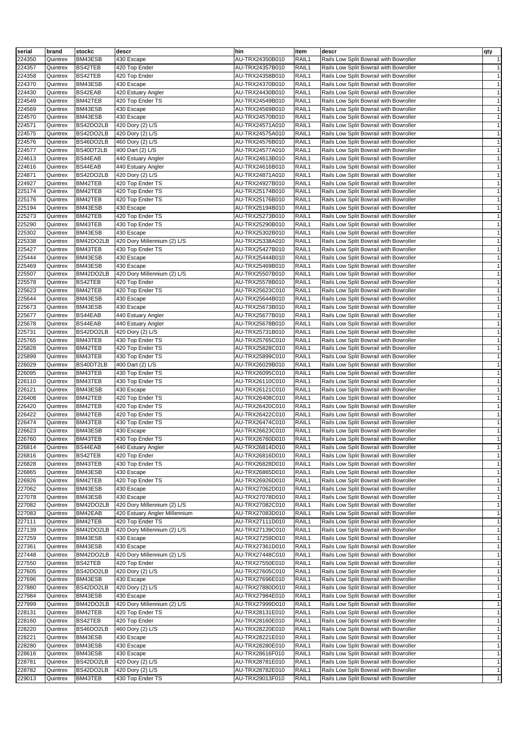| serial | brand | stockc | descr | hin | item | descr | qty |
|---|---|---|---|---|---|---|---|
| 224350 | Quintrex | BM43ESB | 430 Escape | AU-TRX24350B010 | RAIL1 | Rails Low Split Bowrail with Bowroller | 1 |
| 224357 | Quintrex | BS42TEB | 420 Top Ender | AU-TRX24357B010 | RAIL1 | Rails Low Split Bowrail with Bowroller | 1 |
| 224358 | Quintrex | BS42TEB | 420 Top Ender | AU-TRX24358B010 | RAIL1 | Rails Low Split Bowrail with Bowroller | 1 |
| 224370 | Quintrex | BM43ESB | 430 Escape | AU-TRX24370B010 | RAIL1 | Rails Low Split Bowrail with Bowroller | 1 |
| 224430 | Quintrex | BS42EAB | 420 Estuary Angler | AU-TRX24430B010 | RAIL1 | Rails Low Split Bowrail with Bowroller | 1 |
| 224549 | Quintrex | BM42TEB | 420 Top Ender TS | AU-TRX24549B010 | RAIL1 | Rails Low Split Bowrail with Bowroller | 1 |
| 224569 | Quintrex | BM43ESB | 430 Escape | AU-TRX24569B010 | RAIL1 | Rails Low Split Bowrail with Bowroller | 1 |
| 224570 | Quintrex | BM43ESB | 430 Escape | AU-TRX24570B010 | RAIL1 | Rails Low Split Bowrail with Bowroller | 1 |
| 224571 | Quintrex | BS42DO2LB | 420 Dory (2) L/S | AU-TRX24571A010 | RAIL1 | Rails Low Split Bowrail with Bowroller | 1 |
| 224575 | Quintrex | BS42DO2LB | 420 Dory (2) L/S | AU-TRX24575A010 | RAIL1 | Rails Low Split Bowrail with Bowroller | 1 |
| 224576 | Quintrex | BS46DO2LB | 460 Dory (2) L/S | AU-TRX24576B010 | RAIL1 | Rails Low Split Bowrail with Bowroller | 1 |
| 224577 | Quintrex | BS40DT2LB | 400 Dart (2) L/S | AU-TRX24577A010 | RAIL1 | Rails Low Split Bowrail with Bowroller | 1 |
| 224613 | Quintrex | BS44EAB | 440 Estuary Angler | AU-TRX24613B010 | RAIL1 | Rails Low Split Bowrail with Bowroller | 1 |
| 224616 | Quintrex | BS44EAB | 440 Estuary Angler | AU-TRX24616B010 | RAIL1 | Rails Low Split Bowrail with Bowroller | 1 |
| 224871 | Quintrex | BS42DO2LB | 420 Dory (2) L/S | AU-TRX24871A010 | RAIL1 | Rails Low Split Bowrail with Bowroller | 1 |
| 224927 | Quintrex | BM42TEB | 420 Top Ender TS | AU-TRX24927B010 | RAIL1 | Rails Low Split Bowrail with Bowroller | 1 |
| 225174 | Quintrex | BM42TEB | 420 Top Ender TS | AU-TRX25174B010 | RAIL1 | Rails Low Split Bowrail with Bowroller | 1 |
| 225176 | Quintrex | BM42TEB | 420 Top Ender TS | AU-TRX25176B010 | RAIL1 | Rails Low Split Bowrail with Bowroller | 1 |
| 225194 | Quintrex | BM43ESB | 430 Escape | AU-TRX25194B010 | RAIL1 | Rails Low Split Bowrail with Bowroller | 1 |
| 225273 | Quintrex | BM42TEB | 420 Top Ender TS | AU-TRX25273B010 | RAIL1 | Rails Low Split Bowrail with Bowroller | 1 |
| 225290 | Quintrex | BM43TEB | 430 Top Ender TS | AU-TRX25290B010 | RAIL1 | Rails Low Split Bowrail with Bowroller | 1 |
| 225302 | Quintrex | BM43ESB | 430 Escape | AU-TRX25302B010 | RAIL1 | Rails Low Split Bowrail with Bowroller | 1 |
| 225338 | Quintrex | BM42DO2LB | 420 Dory Millennium (2) L/S | AU-TRX25338A010 | RAIL1 | Rails Low Split Bowrail with Bowroller | 1 |
| 225427 | Quintrex | BM43TEB | 430 Top Ender TS | AU-TRX25427B010 | RAIL1 | Rails Low Split Bowrail with Bowroller | 1 |
| 225444 | Quintrex | BM43ESB | 430 Escape | AU-TRX25444B010 | RAIL1 | Rails Low Split Bowrail with Bowroller | 1 |
| 225469 | Quintrex | BM43ESB | 430 Escape | AU-TRX25469B010 | RAIL1 | Rails Low Split Bowrail with Bowroller | 1 |
| 225507 | Quintrex | BM42DO2LB | 420 Dory Millennium (2) L/S | AU-TRX25507B010 | RAIL1 | Rails Low Split Bowrail with Bowroller | 1 |
| 225578 | Quintrex | BS42TEB | 420 Top Ender | AU-TRX25578B010 | RAIL1 | Rails Low Split Bowrail with Bowroller | 1 |
| 225623 | Quintrex | BM42TEB | 420 Top Ender TS | AU-TRX25623C010 | RAIL1 | Rails Low Split Bowrail with Bowroller | 1 |
| 225644 | Quintrex | BM43ESB | 430 Escape | AU-TRX25644B010 | RAIL1 | Rails Low Split Bowrail with Bowroller | 1 |
| 225673 | Quintrex | BM43ESB | 430 Escape | AU-TRX25673B010 | RAIL1 | Rails Low Split Bowrail with Bowroller | 1 |
| 225677 | Quintrex | BS44EAB | 440 Estuary Angler | AU-TRX25677B010 | RAIL1 | Rails Low Split Bowrail with Bowroller | 1 |
| 225678 | Quintrex | BS44EAB | 440 Estuary Angler | AU-TRX25678B010 | RAIL1 | Rails Low Split Bowrail with Bowroller | 1 |
| 225731 | Quintrex | BS42DO2LB | 420 Dory (2) L/S | AU-TRX25731B010 | RAIL1 | Rails Low Split Bowrail with Bowroller | 1 |
| 225765 | Quintrex | BM43TEB | 430 Top Ender TS | AU-TRX25765C010 | RAIL1 | Rails Low Split Bowrail with Bowroller | 1 |
| 225828 | Quintrex | BM42TEB | 420 Top Ender TS | AU-TRX25828C010 | RAIL1 | Rails Low Split Bowrail with Bowroller | 1 |
| 225899 | Quintrex | BM43TEB | 430 Top Ender TS | AU-TRX25899C010 | RAIL1 | Rails Low Split Bowrail with Bowroller | 1 |
| 226029 | Quintrex | BS40DT2LB | 400 Dart (2) L/S | AU-TRX26029B010 | RAIL1 | Rails Low Split Bowrail with Bowroller | 1 |
| 226095 | Quintrex | BM43TEB | 430 Top Ender TS | AU-TRX26095C010 | RAIL1 | Rails Low Split Bowrail with Bowroller | 1 |
| 226110 | Quintrex | BM43TEB | 430 Top Ender TS | AU-TRX26110C010 | RAIL1 | Rails Low Split Bowrail with Bowroller | 1 |
| 226121 | Quintrex | BM43ESB | 430 Escape | AU-TRX26121C010 | RAIL1 | Rails Low Split Bowrail with Bowroller | 1 |
| 226408 | Quintrex | BM42TEB | 420 Top Ender TS | AU-TRX26408C010 | RAIL1 | Rails Low Split Bowrail with Bowroller | 1 |
| 226420 | Quintrex | BM42TEB | 420 Top Ender TS | AU-TRX26420C010 | RAIL1 | Rails Low Split Bowrail with Bowroller | 1 |
| 226422 | Quintrex | BM42TEB | 420 Top Ender TS | AU-TRX26422C010 | RAIL1 | Rails Low Split Bowrail with Bowroller | 1 |
| 226474 | Quintrex | BM43TEB | 430 Top Ender TS | AU-TRX26474C010 | RAIL1 | Rails Low Split Bowrail with Bowroller | 1 |
| 226623 | Quintrex | BM43ESB | 430 Escape | AU-TRX26623C010 | RAIL1 | Rails Low Split Bowrail with Bowroller | 1 |
| 226760 | Quintrex | BM43TEB | 430 Top Ender TS | AU-TRX26760D010 | RAIL1 | Rails Low Split Bowrail with Bowroller | 1 |
| 226814 | Quintrex | BS44EAB | 440 Estuary Angler | AU-TRX26814D010 | RAIL1 | Rails Low Split Bowrail with Bowroller | 1 |
| 226816 | Quintrex | BS42TEB | 420 Top Ender | AU-TRX26816D010 | RAIL1 | Rails Low Split Bowrail with Bowroller | 1 |
| 226828 | Quintrex | BM43TEB | 430 Top Ender TS | AU-TRX26828D010 | RAIL1 | Rails Low Split Bowrail with Bowroller | 1 |
| 226865 | Quintrex | BM43ESB | 430 Escape | AU-TRX26865D010 | RAIL1 | Rails Low Split Bowrail with Bowroller | 1 |
| 226926 | Quintrex | BM42TEB | 420 Top Ender TS | AU-TRX26926D010 | RAIL1 | Rails Low Split Bowrail with Bowroller | 1 |
| 227062 | Quintrex | BM43ESB | 430 Escape | AU-TRX27062D010 | RAIL1 | Rails Low Split Bowrail with Bowroller | 1 |
| 227078 | Quintrex | BM43ESB | 430 Escape | AU-TRX27078D010 | RAIL1 | Rails Low Split Bowrail with Bowroller | 1 |
| 227082 | Quintrex | BM42DO2LB | 420 Dory Millennium (2) L/S | AU-TRX27082C010 | RAIL1 | Rails Low Split Bowrail with Bowroller | 1 |
| 227083 | Quintrex | BM42EAB | 420 Estuary Angler Millennium | AU-TRX27083D010 | RAIL1 | Rails Low Split Bowrail with Bowroller | 1 |
| 227111 | Quintrex | BM42TEB | 420 Top Ender TS | AU-TRX27111D010 | RAIL1 | Rails Low Split Bowrail with Bowroller | 1 |
| 227139 | Quintrex | BM42DO2LB | 420 Dory Millennium (2) L/S | AU-TRX27139C010 | RAIL1 | Rails Low Split Bowrail with Bowroller | 1 |
| 227259 | Quintrex | BM43ESB | 430 Escape | AU-TRX27259D010 | RAIL1 | Rails Low Split Bowrail with Bowroller | 1 |
| 227361 | Quintrex | BM43ESB | 430 Escape | AU-TRX27361D010 | RAIL1 | Rails Low Split Bowrail with Bowroller | 1 |
| 227448 | Quintrex | BM42DO2LB | 420 Dory Millennium (2) L/S | AU-TRX27448C010 | RAIL1 | Rails Low Split Bowrail with Bowroller | 1 |
| 227550 | Quintrex | BS42TEB | 420 Top Ender | AU-TRX27550E010 | RAIL1 | Rails Low Split Bowrail with Bowroller | 1 |
| 227605 | Quintrex | BS42DO2LB | 420 Dory (2) L/S | AU-TRX27605C010 | RAIL1 | Rails Low Split Bowrail with Bowroller | 1 |
| 227696 | Quintrex | BM43ESB | 430 Escape | AU-TRX27696E010 | RAIL1 | Rails Low Split Bowrail with Bowroller | 1 |
| 227880 | Quintrex | BS42DO2LB | 420 Dory (2) L/S | AU-TRX27880D010 | RAIL1 | Rails Low Split Bowrail with Bowroller | 1 |
| 227984 | Quintrex | BM43ESB | 430 Escape | AU-TRX27984E010 | RAIL1 | Rails Low Split Bowrail with Bowroller | 1 |
| 227999 | Quintrex | BM42DO2LB | 420 Dory Millennium (2) L/S | AU-TRX27999D010 | RAIL1 | Rails Low Split Bowrail with Bowroller | 1 |
| 228131 | Quintrex | BM42TEB | 420 Top Ender TS | AU-TRX28131E010 | RAIL1 | Rails Low Split Bowrail with Bowroller | 1 |
| 228160 | Quintrex | BS42TEB | 420 Top Ender | AU-TRX28160E010 | RAIL1 | Rails Low Split Bowrail with Bowroller | 1 |
| 228220 | Quintrex | BS46DO2LB | 460 Dory (2) L/S | AU-TRX28220E010 | RAIL1 | Rails Low Split Bowrail with Bowroller | 1 |
| 228221 | Quintrex | BM43ESB | 430 Escape | AU-TRX28221E010 | RAIL1 | Rails Low Split Bowrail with Bowroller | 1 |
| 228280 | Quintrex | BM43ESB | 430 Escape | AU-TRX28280E010 | RAIL1 | Rails Low Split Bowrail with Bowroller | 1 |
| 228616 | Quintrex | BM43ESB | 430 Escape | AU-TRX28616F010 | RAIL1 | Rails Low Split Bowrail with Bowroller | 1 |
| 228781 | Quintrex | BS42DO2LB | 420 Dory (2) L/S | AU-TRX28781E010 | RAIL1 | Rails Low Split Bowrail with Bowroller | 1 |
| 228782 | Quintrex | BS42DO2LB | 420 Dory (2) L/S | AU-TRX28782E010 | RAIL1 | Rails Low Split Bowrail with Bowroller | 1 |
| 229013 | Quintrex | BM43TEB | 430 Top Ender TS | AU-TRX29013F010 | RAIL1 | Rails Low Split Bowrail with Bowroller | 1 |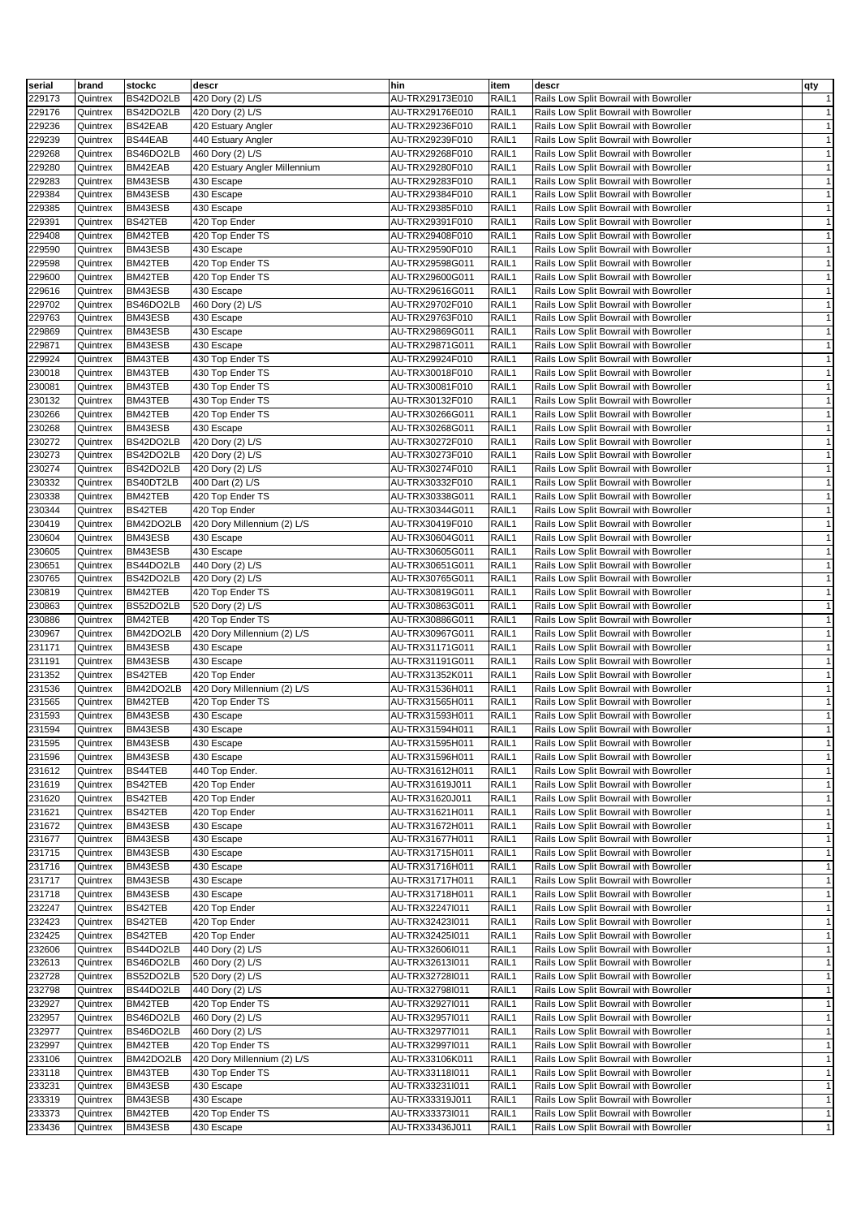| serial | brand | stockc | descr | hin | item | descr | qty |
|---|---|---|---|---|---|---|---|
| 229173 | Quintrex | BS42DO2LB | 420 Dory (2) L/S | AU-TRX29173E010 | RAIL1 | Rails Low Split Bowrail with Bowroller | 1 |
| 229176 | Quintrex | BS42DO2LB | 420 Dory (2) L/S | AU-TRX29176E010 | RAIL1 | Rails Low Split Bowrail with Bowroller | 1 |
| 229236 | Quintrex | BS42EAB | 420 Estuary Angler | AU-TRX29236F010 | RAIL1 | Rails Low Split Bowrail with Bowroller | 1 |
| 229239 | Quintrex | BS44EAB | 440 Estuary Angler | AU-TRX29239F010 | RAIL1 | Rails Low Split Bowrail with Bowroller | 1 |
| 229268 | Quintrex | BS46DO2LB | 460 Dory (2) L/S | AU-TRX29268F010 | RAIL1 | Rails Low Split Bowrail with Bowroller | 1 |
| 229280 | Quintrex | BM42EAB | 420 Estuary Angler Millennium | AU-TRX29280F010 | RAIL1 | Rails Low Split Bowrail with Bowroller | 1 |
| 229283 | Quintrex | BM43ESB | 430 Escape | AU-TRX29283F010 | RAIL1 | Rails Low Split Bowrail with Bowroller | 1 |
| 229384 | Quintrex | BM43ESB | 430 Escape | AU-TRX29384F010 | RAIL1 | Rails Low Split Bowrail with Bowroller | 1 |
| 229385 | Quintrex | BM43ESB | 430 Escape | AU-TRX29385F010 | RAIL1 | Rails Low Split Bowrail with Bowroller | 1 |
| 229391 | Quintrex | BS42TEB | 420 Top Ender | AU-TRX29391F010 | RAIL1 | Rails Low Split Bowrail with Bowroller | 1 |
| 229408 | Quintrex | BM42TEB | 420 Top Ender TS | AU-TRX29408F010 | RAIL1 | Rails Low Split Bowrail with Bowroller | 1 |
| 229590 | Quintrex | BM43ESB | 430 Escape | AU-TRX29590F010 | RAIL1 | Rails Low Split Bowrail with Bowroller | 1 |
| 229598 | Quintrex | BM42TEB | 420 Top Ender TS | AU-TRX29598G011 | RAIL1 | Rails Low Split Bowrail with Bowroller | 1 |
| 229600 | Quintrex | BM42TEB | 420 Top Ender TS | AU-TRX29600G011 | RAIL1 | Rails Low Split Bowrail with Bowroller | 1 |
| 229616 | Quintrex | BM43ESB | 430 Escape | AU-TRX29616G011 | RAIL1 | Rails Low Split Bowrail with Bowroller | 1 |
| 229702 | Quintrex | BS46DO2LB | 460 Dory (2) L/S | AU-TRX29702F010 | RAIL1 | Rails Low Split Bowrail with Bowroller | 1 |
| 229763 | Quintrex | BM43ESB | 430 Escape | AU-TRX29763F010 | RAIL1 | Rails Low Split Bowrail with Bowroller | 1 |
| 229869 | Quintrex | BM43ESB | 430 Escape | AU-TRX29869G011 | RAIL1 | Rails Low Split Bowrail with Bowroller | 1 |
| 229871 | Quintrex | BM43ESB | 430 Escape | AU-TRX29871G011 | RAIL1 | Rails Low Split Bowrail with Bowroller | 1 |
| 229924 | Quintrex | BM43TEB | 430 Top Ender TS | AU-TRX29924F010 | RAIL1 | Rails Low Split Bowrail with Bowroller | 1 |
| 230018 | Quintrex | BM43TEB | 430 Top Ender TS | AU-TRX30018F010 | RAIL1 | Rails Low Split Bowrail with Bowroller | 1 |
| 230081 | Quintrex | BM43TEB | 430 Top Ender TS | AU-TRX30081F010 | RAIL1 | Rails Low Split Bowrail with Bowroller | 1 |
| 230132 | Quintrex | BM43TEB | 430 Top Ender TS | AU-TRX30132F010 | RAIL1 | Rails Low Split Bowrail with Bowroller | 1 |
| 230266 | Quintrex | BM42TEB | 420 Top Ender TS | AU-TRX30266G011 | RAIL1 | Rails Low Split Bowrail with Bowroller | 1 |
| 230268 | Quintrex | BM43ESB | 430 Escape | AU-TRX30268G011 | RAIL1 | Rails Low Split Bowrail with Bowroller | 1 |
| 230272 | Quintrex | BS42DO2LB | 420 Dory (2) L/S | AU-TRX30272F010 | RAIL1 | Rails Low Split Bowrail with Bowroller | 1 |
| 230273 | Quintrex | BS42DO2LB | 420 Dory (2) L/S | AU-TRX30273F010 | RAIL1 | Rails Low Split Bowrail with Bowroller | 1 |
| 230274 | Quintrex | BS42DO2LB | 420 Dory (2) L/S | AU-TRX30274F010 | RAIL1 | Rails Low Split Bowrail with Bowroller | 1 |
| 230332 | Quintrex | BS40DT2LB | 400 Dart (2) L/S | AU-TRX30332F010 | RAIL1 | Rails Low Split Bowrail with Bowroller | 1 |
| 230338 | Quintrex | BM42TEB | 420 Top Ender TS | AU-TRX30338G011 | RAIL1 | Rails Low Split Bowrail with Bowroller | 1 |
| 230344 | Quintrex | BS42TEB | 420 Top Ender | AU-TRX30344G011 | RAIL1 | Rails Low Split Bowrail with Bowroller | 1 |
| 230419 | Quintrex | BM42DO2LB | 420 Dory Millennium (2) L/S | AU-TRX30419F010 | RAIL1 | Rails Low Split Bowrail with Bowroller | 1 |
| 230604 | Quintrex | BM43ESB | 430 Escape | AU-TRX30604G011 | RAIL1 | Rails Low Split Bowrail with Bowroller | 1 |
| 230605 | Quintrex | BM43ESB | 430 Escape | AU-TRX30605G011 | RAIL1 | Rails Low Split Bowrail with Bowroller | 1 |
| 230651 | Quintrex | BS44DO2LB | 440 Dory (2) L/S | AU-TRX30651G011 | RAIL1 | Rails Low Split Bowrail with Bowroller | 1 |
| 230765 | Quintrex | BS42DO2LB | 420 Dory (2) L/S | AU-TRX30765G011 | RAIL1 | Rails Low Split Bowrail with Bowroller | 1 |
| 230819 | Quintrex | BM42TEB | 420 Top Ender TS | AU-TRX30819G011 | RAIL1 | Rails Low Split Bowrail with Bowroller | 1 |
| 230863 | Quintrex | BS52DO2LB | 520 Dory (2) L/S | AU-TRX30863G011 | RAIL1 | Rails Low Split Bowrail with Bowroller | 1 |
| 230886 | Quintrex | BM42TEB | 420 Top Ender TS | AU-TRX30886G011 | RAIL1 | Rails Low Split Bowrail with Bowroller | 1 |
| 230967 | Quintrex | BM42DO2LB | 420 Dory Millennium (2) L/S | AU-TRX30967G011 | RAIL1 | Rails Low Split Bowrail with Bowroller | 1 |
| 231171 | Quintrex | BM43ESB | 430 Escape | AU-TRX31171G011 | RAIL1 | Rails Low Split Bowrail with Bowroller | 1 |
| 231191 | Quintrex | BM43ESB | 430 Escape | AU-TRX31191G011 | RAIL1 | Rails Low Split Bowrail with Bowroller | 1 |
| 231352 | Quintrex | BS42TEB | 420 Top Ender | AU-TRX31352K011 | RAIL1 | Rails Low Split Bowrail with Bowroller | 1 |
| 231536 | Quintrex | BM42DO2LB | 420 Dory Millennium (2) L/S | AU-TRX31536H011 | RAIL1 | Rails Low Split Bowrail with Bowroller | 1 |
| 231565 | Quintrex | BM42TEB | 420 Top Ender TS | AU-TRX31565H011 | RAIL1 | Rails Low Split Bowrail with Bowroller | 1 |
| 231593 | Quintrex | BM43ESB | 430 Escape | AU-TRX31593H011 | RAIL1 | Rails Low Split Bowrail with Bowroller | 1 |
| 231594 | Quintrex | BM43ESB | 430 Escape | AU-TRX31594H011 | RAIL1 | Rails Low Split Bowrail with Bowroller | 1 |
| 231595 | Quintrex | BM43ESB | 430 Escape | AU-TRX31595H011 | RAIL1 | Rails Low Split Bowrail with Bowroller | 1 |
| 231596 | Quintrex | BM43ESB | 430 Escape | AU-TRX31596H011 | RAIL1 | Rails Low Split Bowrail with Bowroller | 1 |
| 231612 | Quintrex | BS44TEB | 440 Top Ender. | AU-TRX31612H011 | RAIL1 | Rails Low Split Bowrail with Bowroller | 1 |
| 231619 | Quintrex | BS42TEB | 420 Top Ender | AU-TRX31619J011 | RAIL1 | Rails Low Split Bowrail with Bowroller | 1 |
| 231620 | Quintrex | BS42TEB | 420 Top Ender | AU-TRX31620J011 | RAIL1 | Rails Low Split Bowrail with Bowroller | 1 |
| 231621 | Quintrex | BS42TEB | 420 Top Ender | AU-TRX31621H011 | RAIL1 | Rails Low Split Bowrail with Bowroller | 1 |
| 231672 | Quintrex | BM43ESB | 430 Escape | AU-TRX31672H011 | RAIL1 | Rails Low Split Bowrail with Bowroller | 1 |
| 231677 | Quintrex | BM43ESB | 430 Escape | AU-TRX31677H011 | RAIL1 | Rails Low Split Bowrail with Bowroller | 1 |
| 231715 | Quintrex | BM43ESB | 430 Escape | AU-TRX31715H011 | RAIL1 | Rails Low Split Bowrail with Bowroller | 1 |
| 231716 | Quintrex | BM43ESB | 430 Escape | AU-TRX31716H011 | RAIL1 | Rails Low Split Bowrail with Bowroller | 1 |
| 231717 | Quintrex | BM43ESB | 430 Escape | AU-TRX31717H011 | RAIL1 | Rails Low Split Bowrail with Bowroller | 1 |
| 231718 | Quintrex | BM43ESB | 430 Escape | AU-TRX31718H011 | RAIL1 | Rails Low Split Bowrail with Bowroller | 1 |
| 232247 | Quintrex | BS42TEB | 420 Top Ender | AU-TRX32247I011 | RAIL1 | Rails Low Split Bowrail with Bowroller | 1 |
| 232423 | Quintrex | BS42TEB | 420 Top Ender | AU-TRX32423I011 | RAIL1 | Rails Low Split Bowrail with Bowroller | 1 |
| 232425 | Quintrex | BS42TEB | 420 Top Ender | AU-TRX32425I011 | RAIL1 | Rails Low Split Bowrail with Bowroller | 1 |
| 232606 | Quintrex | BS44DO2LB | 440 Dory (2) L/S | AU-TRX32606I011 | RAIL1 | Rails Low Split Bowrail with Bowroller | 1 |
| 232613 | Quintrex | BS46DO2LB | 460 Dory (2) L/S | AU-TRX32613I011 | RAIL1 | Rails Low Split Bowrail with Bowroller | 1 |
| 232728 | Quintrex | BS52DO2LB | 520 Dory (2) L/S | AU-TRX32728I011 | RAIL1 | Rails Low Split Bowrail with Bowroller | 1 |
| 232798 | Quintrex | BS44DO2LB | 440 Dory (2) L/S | AU-TRX32798I011 | RAIL1 | Rails Low Split Bowrail with Bowroller | 1 |
| 232927 | Quintrex | BM42TEB | 420 Top Ender TS | AU-TRX32927I011 | RAIL1 | Rails Low Split Bowrail with Bowroller | 1 |
| 232957 | Quintrex | BS46DO2LB | 460 Dory (2) L/S | AU-TRX32957I011 | RAIL1 | Rails Low Split Bowrail with Bowroller | 1 |
| 232977 | Quintrex | BS46DO2LB | 460 Dory (2) L/S | AU-TRX32977I011 | RAIL1 | Rails Low Split Bowrail with Bowroller | 1 |
| 232997 | Quintrex | BM42TEB | 420 Top Ender TS | AU-TRX32997I011 | RAIL1 | Rails Low Split Bowrail with Bowroller | 1 |
| 233106 | Quintrex | BM42DO2LB | 420 Dory Millennium (2) L/S | AU-TRX33106K011 | RAIL1 | Rails Low Split Bowrail with Bowroller | 1 |
| 233118 | Quintrex | BM43TEB | 430 Top Ender TS | AU-TRX33118I011 | RAIL1 | Rails Low Split Bowrail with Bowroller | 1 |
| 233231 | Quintrex | BM43ESB | 430 Escape | AU-TRX33231I011 | RAIL1 | Rails Low Split Bowrail with Bowroller | 1 |
| 233319 | Quintrex | BM43ESB | 430 Escape | AU-TRX33319J011 | RAIL1 | Rails Low Split Bowrail with Bowroller | 1 |
| 233373 | Quintrex | BM42TEB | 420 Top Ender TS | AU-TRX33373I011 | RAIL1 | Rails Low Split Bowrail with Bowroller | 1 |
| 233436 | Quintrex | BM43ESB | 430 Escape | AU-TRX33436J011 | RAIL1 | Rails Low Split Bowrail with Bowroller | 1 |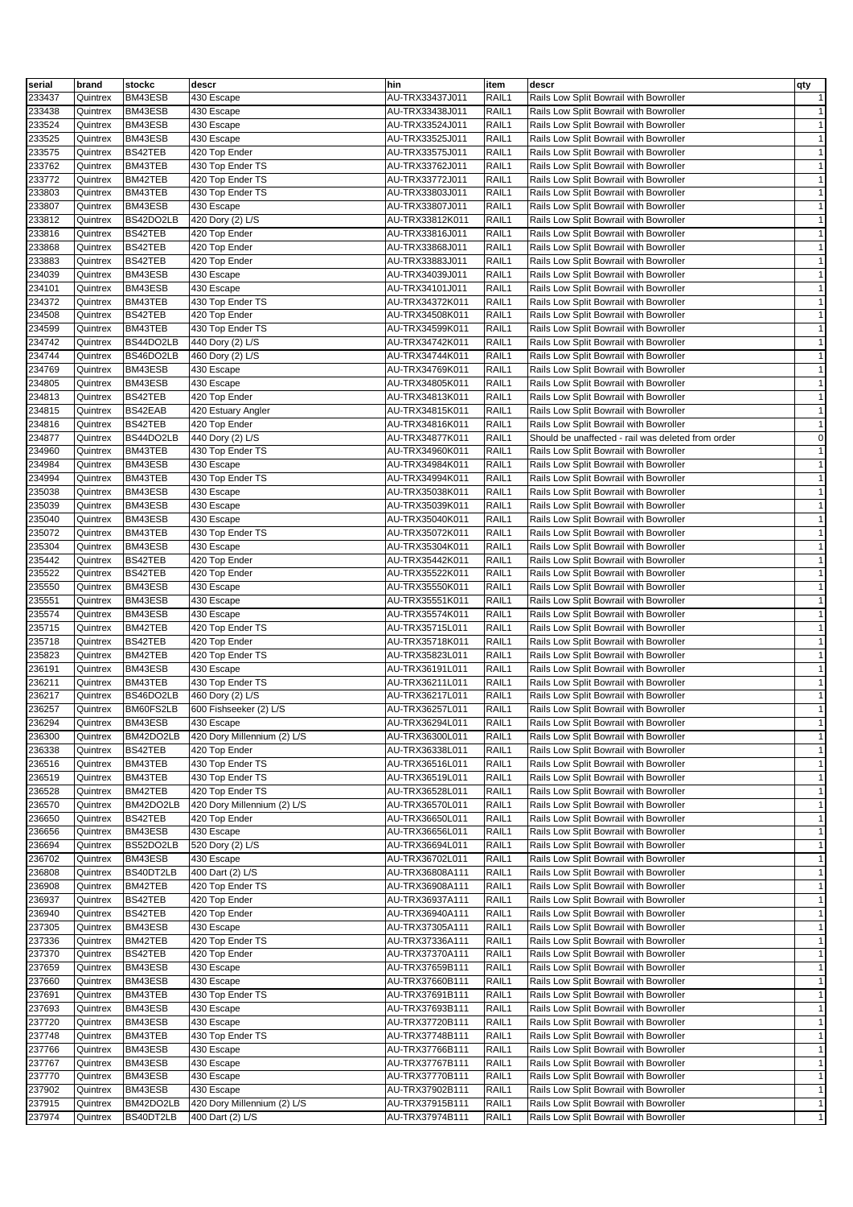| serial | brand | stockc | descr | hin | item | descr | qty |
|---|---|---|---|---|---|---|---|
| 233437 | Quintrex | BM43ESB | 430 Escape | AU-TRX33437J011 | RAIL1 | Rails Low Split Bowrail with Bowroller | 1 |
| 233438 | Quintrex | BM43ESB | 430 Escape | AU-TRX33438J011 | RAIL1 | Rails Low Split Bowrail with Bowroller | 1 |
| 233524 | Quintrex | BM43ESB | 430 Escape | AU-TRX33524J011 | RAIL1 | Rails Low Split Bowrail with Bowroller | 1 |
| 233525 | Quintrex | BM43ESB | 430 Escape | AU-TRX33525J011 | RAIL1 | Rails Low Split Bowrail with Bowroller | 1 |
| 233575 | Quintrex | BS42TEB | 420 Top Ender | AU-TRX33575J011 | RAIL1 | Rails Low Split Bowrail with Bowroller | 1 |
| 233762 | Quintrex | BM43TEB | 430 Top Ender TS | AU-TRX33762J011 | RAIL1 | Rails Low Split Bowrail with Bowroller | 1 |
| 233772 | Quintrex | BM42TEB | 420 Top Ender TS | AU-TRX33772J011 | RAIL1 | Rails Low Split Bowrail with Bowroller | 1 |
| 233803 | Quintrex | BM43TEB | 430 Top Ender TS | AU-TRX33803J011 | RAIL1 | Rails Low Split Bowrail with Bowroller | 1 |
| 233807 | Quintrex | BM43ESB | 430 Escape | AU-TRX33807J011 | RAIL1 | Rails Low Split Bowrail with Bowroller | 1 |
| 233812 | Quintrex | BS42DO2LB | 420 Dory (2) L/S | AU-TRX33812K011 | RAIL1 | Rails Low Split Bowrail with Bowroller | 1 |
| 233816 | Quintrex | BS42TEB | 420 Top Ender | AU-TRX33816J011 | RAIL1 | Rails Low Split Bowrail with Bowroller | 1 |
| 233868 | Quintrex | BS42TEB | 420 Top Ender | AU-TRX33868J011 | RAIL1 | Rails Low Split Bowrail with Bowroller | 1 |
| 233883 | Quintrex | BS42TEB | 420 Top Ender | AU-TRX33883J011 | RAIL1 | Rails Low Split Bowrail with Bowroller | 1 |
| 234039 | Quintrex | BM43ESB | 430 Escape | AU-TRX34039J011 | RAIL1 | Rails Low Split Bowrail with Bowroller | 1 |
| 234101 | Quintrex | BM43ESB | 430 Escape | AU-TRX34101J011 | RAIL1 | Rails Low Split Bowrail with Bowroller | 1 |
| 234372 | Quintrex | BM43TEB | 430 Top Ender TS | AU-TRX34372K011 | RAIL1 | Rails Low Split Bowrail with Bowroller | 1 |
| 234508 | Quintrex | BS42TEB | 420 Top Ender | AU-TRX34508K011 | RAIL1 | Rails Low Split Bowrail with Bowroller | 1 |
| 234599 | Quintrex | BM43TEB | 430 Top Ender TS | AU-TRX34599K011 | RAIL1 | Rails Low Split Bowrail with Bowroller | 1 |
| 234742 | Quintrex | BS44DO2LB | 440 Dory (2) L/S | AU-TRX34742K011 | RAIL1 | Rails Low Split Bowrail with Bowroller | 1 |
| 234744 | Quintrex | BS46DO2LB | 460 Dory (2) L/S | AU-TRX34744K011 | RAIL1 | Rails Low Split Bowrail with Bowroller | 1 |
| 234769 | Quintrex | BM43ESB | 430 Escape | AU-TRX34769K011 | RAIL1 | Rails Low Split Bowrail with Bowroller | 1 |
| 234805 | Quintrex | BM43ESB | 430 Escape | AU-TRX34805K011 | RAIL1 | Rails Low Split Bowrail with Bowroller | 1 |
| 234813 | Quintrex | BS42TEB | 420 Top Ender | AU-TRX34813K011 | RAIL1 | Rails Low Split Bowrail with Bowroller | 1 |
| 234815 | Quintrex | BS42EAB | 420 Estuary Angler | AU-TRX34815K011 | RAIL1 | Rails Low Split Bowrail with Bowroller | 1 |
| 234816 | Quintrex | BS42TEB | 420 Top Ender | AU-TRX34816K011 | RAIL1 | Rails Low Split Bowrail with Bowroller | 1 |
| 234877 | Quintrex | BS44DO2LB | 440 Dory (2) L/S | AU-TRX34877K011 | RAIL1 | Should be unaffected - rail was deleted from order | 0 |
| 234960 | Quintrex | BM43TEB | 430 Top Ender TS | AU-TRX34960K011 | RAIL1 | Rails Low Split Bowrail with Bowroller | 1 |
| 234984 | Quintrex | BM43ESB | 430 Escape | AU-TRX34984K011 | RAIL1 | Rails Low Split Bowrail with Bowroller | 1 |
| 234994 | Quintrex | BM43TEB | 430 Top Ender TS | AU-TRX34994K011 | RAIL1 | Rails Low Split Bowrail with Bowroller | 1 |
| 235038 | Quintrex | BM43ESB | 430 Escape | AU-TRX35038K011 | RAIL1 | Rails Low Split Bowrail with Bowroller | 1 |
| 235039 | Quintrex | BM43ESB | 430 Escape | AU-TRX35039K011 | RAIL1 | Rails Low Split Bowrail with Bowroller | 1 |
| 235040 | Quintrex | BM43ESB | 430 Escape | AU-TRX35040K011 | RAIL1 | Rails Low Split Bowrail with Bowroller | 1 |
| 235072 | Quintrex | BM43TEB | 430 Top Ender TS | AU-TRX35072K011 | RAIL1 | Rails Low Split Bowrail with Bowroller | 1 |
| 235304 | Quintrex | BM43ESB | 430 Escape | AU-TRX35304K011 | RAIL1 | Rails Low Split Bowrail with Bowroller | 1 |
| 235442 | Quintrex | BS42TEB | 420 Top Ender | AU-TRX35442K011 | RAIL1 | Rails Low Split Bowrail with Bowroller | 1 |
| 235522 | Quintrex | BS42TEB | 420 Top Ender | AU-TRX35522K011 | RAIL1 | Rails Low Split Bowrail with Bowroller | 1 |
| 235550 | Quintrex | BM43ESB | 430 Escape | AU-TRX35550K011 | RAIL1 | Rails Low Split Bowrail with Bowroller | 1 |
| 235551 | Quintrex | BM43ESB | 430 Escape | AU-TRX35551K011 | RAIL1 | Rails Low Split Bowrail with Bowroller | 1 |
| 235574 | Quintrex | BM43ESB | 430 Escape | AU-TRX35574K011 | RAIL1 | Rails Low Split Bowrail with Bowroller | 1 |
| 235715 | Quintrex | BM42TEB | 420 Top Ender TS | AU-TRX35715L011 | RAIL1 | Rails Low Split Bowrail with Bowroller | 1 |
| 235718 | Quintrex | BS42TEB | 420 Top Ender | AU-TRX35718K011 | RAIL1 | Rails Low Split Bowrail with Bowroller | 1 |
| 235823 | Quintrex | BM42TEB | 420 Top Ender TS | AU-TRX35823L011 | RAIL1 | Rails Low Split Bowrail with Bowroller | 1 |
| 236191 | Quintrex | BM43ESB | 430 Escape | AU-TRX36191L011 | RAIL1 | Rails Low Split Bowrail with Bowroller | 1 |
| 236211 | Quintrex | BM43TEB | 430 Top Ender TS | AU-TRX36211L011 | RAIL1 | Rails Low Split Bowrail with Bowroller | 1 |
| 236217 | Quintrex | BS46DO2LB | 460 Dory (2) L/S | AU-TRX36217L011 | RAIL1 | Rails Low Split Bowrail with Bowroller | 1 |
| 236257 | Quintrex | BM60FS2LB | 600 Fishseeker (2) L/S | AU-TRX36257L011 | RAIL1 | Rails Low Split Bowrail with Bowroller | 1 |
| 236294 | Quintrex | BM43ESB | 430 Escape | AU-TRX36294L011 | RAIL1 | Rails Low Split Bowrail with Bowroller | 1 |
| 236300 | Quintrex | BM42DO2LB | 420 Dory Millennium (2) L/S | AU-TRX36300L011 | RAIL1 | Rails Low Split Bowrail with Bowroller | 1 |
| 236338 | Quintrex | BS42TEB | 420 Top Ender | AU-TRX36338L011 | RAIL1 | Rails Low Split Bowrail with Bowroller | 1 |
| 236516 | Quintrex | BM43TEB | 430 Top Ender TS | AU-TRX36516L011 | RAIL1 | Rails Low Split Bowrail with Bowroller | 1 |
| 236519 | Quintrex | BM43TEB | 430 Top Ender TS | AU-TRX36519L011 | RAIL1 | Rails Low Split Bowrail with Bowroller | 1 |
| 236528 | Quintrex | BM42TEB | 420 Top Ender TS | AU-TRX36528L011 | RAIL1 | Rails Low Split Bowrail with Bowroller | 1 |
| 236570 | Quintrex | BM42DO2LB | 420 Dory Millennium (2) L/S | AU-TRX36570L011 | RAIL1 | Rails Low Split Bowrail with Bowroller | 1 |
| 236650 | Quintrex | BS42TEB | 420 Top Ender | AU-TRX36650L011 | RAIL1 | Rails Low Split Bowrail with Bowroller | 1 |
| 236656 | Quintrex | BM43ESB | 430 Escape | AU-TRX36656L011 | RAIL1 | Rails Low Split Bowrail with Bowroller | 1 |
| 236694 | Quintrex | BS52DO2LB | 520 Dory (2) L/S | AU-TRX36694L011 | RAIL1 | Rails Low Split Bowrail with Bowroller | 1 |
| 236702 | Quintrex | BM43ESB | 430 Escape | AU-TRX36702L011 | RAIL1 | Rails Low Split Bowrail with Bowroller | 1 |
| 236808 | Quintrex | BS40DT2LB | 400 Dart (2) L/S | AU-TRX36808A111 | RAIL1 | Rails Low Split Bowrail with Bowroller | 1 |
| 236908 | Quintrex | BM42TEB | 420 Top Ender TS | AU-TRX36908A111 | RAIL1 | Rails Low Split Bowrail with Bowroller | 1 |
| 236937 | Quintrex | BS42TEB | 420 Top Ender | AU-TRX36937A111 | RAIL1 | Rails Low Split Bowrail with Bowroller | 1 |
| 236940 | Quintrex | BS42TEB | 420 Top Ender | AU-TRX36940A111 | RAIL1 | Rails Low Split Bowrail with Bowroller | 1 |
| 237305 | Quintrex | BM43ESB | 430 Escape | AU-TRX37305A111 | RAIL1 | Rails Low Split Bowrail with Bowroller | 1 |
| 237336 | Quintrex | BM42TEB | 420 Top Ender TS | AU-TRX37336A111 | RAIL1 | Rails Low Split Bowrail with Bowroller | 1 |
| 237370 | Quintrex | BS42TEB | 420 Top Ender | AU-TRX37370A111 | RAIL1 | Rails Low Split Bowrail with Bowroller | 1 |
| 237659 | Quintrex | BM43ESB | 430 Escape | AU-TRX37659B111 | RAIL1 | Rails Low Split Bowrail with Bowroller | 1 |
| 237660 | Quintrex | BM43ESB | 430 Escape | AU-TRX37660B111 | RAIL1 | Rails Low Split Bowrail with Bowroller | 1 |
| 237691 | Quintrex | BM43TEB | 430 Top Ender TS | AU-TRX37691B111 | RAIL1 | Rails Low Split Bowrail with Bowroller | 1 |
| 237693 | Quintrex | BM43ESB | 430 Escape | AU-TRX37693B111 | RAIL1 | Rails Low Split Bowrail with Bowroller | 1 |
| 237720 | Quintrex | BM43ESB | 430 Escape | AU-TRX37720B111 | RAIL1 | Rails Low Split Bowrail with Bowroller | 1 |
| 237748 | Quintrex | BM43TEB | 430 Top Ender TS | AU-TRX37748B111 | RAIL1 | Rails Low Split Bowrail with Bowroller | 1 |
| 237766 | Quintrex | BM43ESB | 430 Escape | AU-TRX37766B111 | RAIL1 | Rails Low Split Bowrail with Bowroller | 1 |
| 237767 | Quintrex | BM43ESB | 430 Escape | AU-TRX37767B111 | RAIL1 | Rails Low Split Bowrail with Bowroller | 1 |
| 237770 | Quintrex | BM43ESB | 430 Escape | AU-TRX37770B111 | RAIL1 | Rails Low Split Bowrail with Bowroller | 1 |
| 237902 | Quintrex | BM43ESB | 430 Escape | AU-TRX37902B111 | RAIL1 | Rails Low Split Bowrail with Bowroller | 1 |
| 237915 | Quintrex | BM42DO2LB | 420 Dory Millennium (2) L/S | AU-TRX37915B111 | RAIL1 | Rails Low Split Bowrail with Bowroller | 1 |
| 237974 | Quintrex | BS40DT2LB | 400 Dart (2) L/S | AU-TRX37974B111 | RAIL1 | Rails Low Split Bowrail with Bowroller | 1 |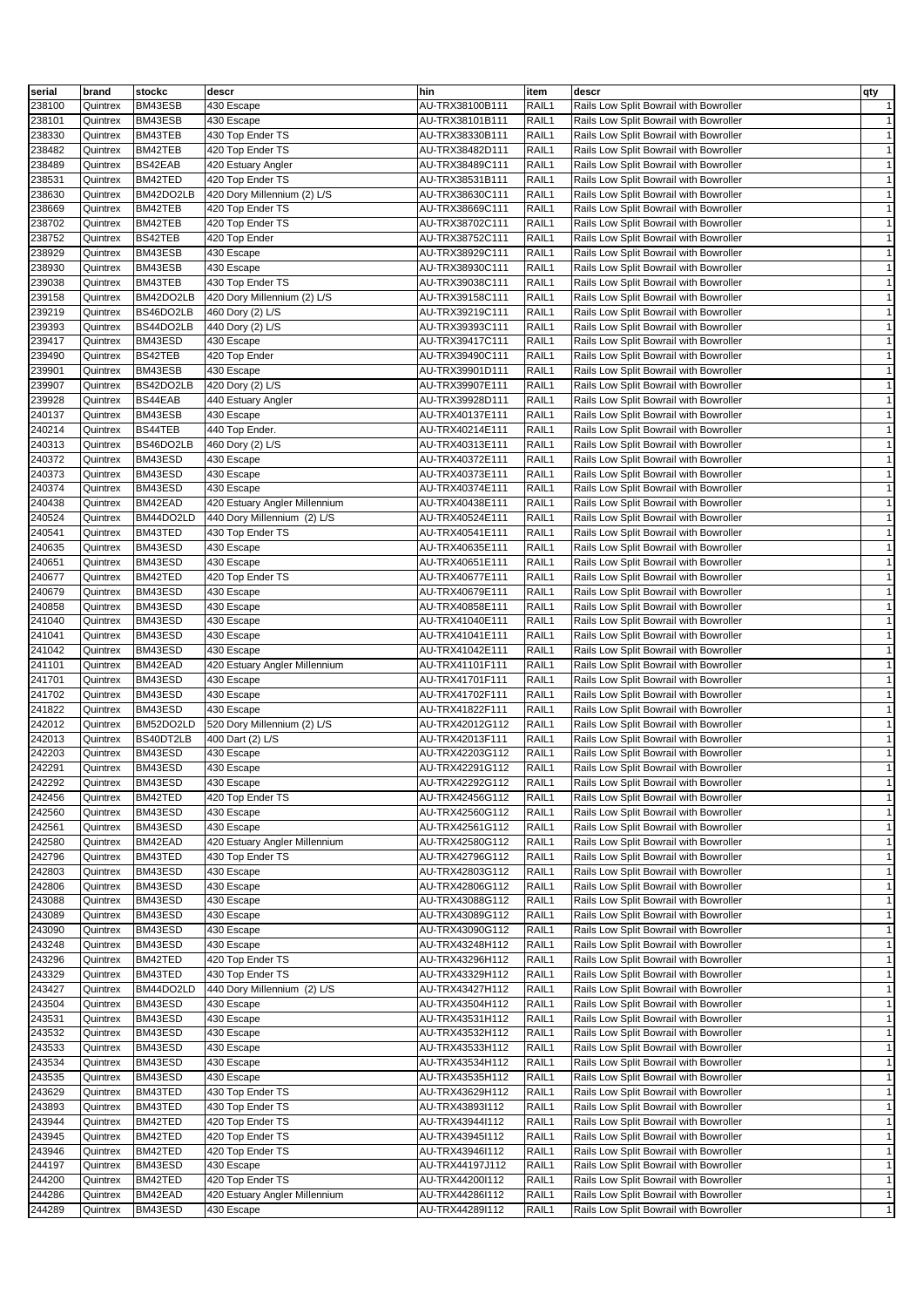| serial | brand | stockc | descr | hin | item | descr | qty |
|---|---|---|---|---|---|---|---|
| 238100 | Quintrex | BM43ESB | 430 Escape | AU-TRX38100B111 | RAIL1 | Rails Low Split Bowrail with Bowroller | 1 |
| 238101 | Quintrex | BM43ESB | 430 Escape | AU-TRX38101B111 | RAIL1 | Rails Low Split Bowrail with Bowroller | 1 |
| 238330 | Quintrex | BM43TEB | 430 Top Ender TS | AU-TRX38330B111 | RAIL1 | Rails Low Split Bowrail with Bowroller | 1 |
| 238482 | Quintrex | BM42TEB | 420 Top Ender TS | AU-TRX38482D111 | RAIL1 | Rails Low Split Bowrail with Bowroller | 1 |
| 238489 | Quintrex | BS42EAB | 420 Estuary Angler | AU-TRX38489C111 | RAIL1 | Rails Low Split Bowrail with Bowroller | 1 |
| 238531 | Quintrex | BM42TED | 420 Top Ender TS | AU-TRX38531B111 | RAIL1 | Rails Low Split Bowrail with Bowroller | 1 |
| 238630 | Quintrex | BM42DO2LB | 420 Dory Millennium (2) L/S | AU-TRX38630C111 | RAIL1 | Rails Low Split Bowrail with Bowroller | 1 |
| 238669 | Quintrex | BM42TEB | 420 Top Ender TS | AU-TRX38669C111 | RAIL1 | Rails Low Split Bowrail with Bowroller | 1 |
| 238702 | Quintrex | BM42TEB | 420 Top Ender TS | AU-TRX38702C111 | RAIL1 | Rails Low Split Bowrail with Bowroller | 1 |
| 238752 | Quintrex | BS42TEB | 420 Top Ender | AU-TRX38752C111 | RAIL1 | Rails Low Split Bowrail with Bowroller | 1 |
| 238929 | Quintrex | BM43ESB | 430 Escape | AU-TRX38929C111 | RAIL1 | Rails Low Split Bowrail with Bowroller | 1 |
| 238930 | Quintrex | BM43ESB | 430 Escape | AU-TRX38930C111 | RAIL1 | Rails Low Split Bowrail with Bowroller | 1 |
| 239038 | Quintrex | BM43TEB | 430 Top Ender TS | AU-TRX39038C111 | RAIL1 | Rails Low Split Bowrail with Bowroller | 1 |
| 239158 | Quintrex | BM42DO2LB | 420 Dory Millennium (2) L/S | AU-TRX39158C111 | RAIL1 | Rails Low Split Bowrail with Bowroller | 1 |
| 239219 | Quintrex | BS46DO2LB | 460 Dory (2) L/S | AU-TRX39219C111 | RAIL1 | Rails Low Split Bowrail with Bowroller | 1 |
| 239393 | Quintrex | BS44DO2LB | 440 Dory (2) L/S | AU-TRX39393C111 | RAIL1 | Rails Low Split Bowrail with Bowroller | 1 |
| 239417 | Quintrex | BM43ESD | 430 Escape | AU-TRX39417C111 | RAIL1 | Rails Low Split Bowrail with Bowroller | 1 |
| 239490 | Quintrex | BS42TEB | 420 Top Ender | AU-TRX39490C111 | RAIL1 | Rails Low Split Bowrail with Bowroller | 1 |
| 239901 | Quintrex | BM43ESB | 430 Escape | AU-TRX39901D111 | RAIL1 | Rails Low Split Bowrail with Bowroller | 1 |
| 239907 | Quintrex | BS42DO2LB | 420 Dory (2) L/S | AU-TRX39907E111 | RAIL1 | Rails Low Split Bowrail with Bowroller | 1 |
| 239928 | Quintrex | BS44EAB | 440 Estuary Angler | AU-TRX39928D111 | RAIL1 | Rails Low Split Bowrail with Bowroller | 1 |
| 240137 | Quintrex | BM43ESB | 430 Escape | AU-TRX40137E111 | RAIL1 | Rails Low Split Bowrail with Bowroller | 1 |
| 240214 | Quintrex | BS44TEB | 440 Top Ender. | AU-TRX40214E111 | RAIL1 | Rails Low Split Bowrail with Bowroller | 1 |
| 240313 | Quintrex | BS46DO2LB | 460 Dory (2) L/S | AU-TRX40313E111 | RAIL1 | Rails Low Split Bowrail with Bowroller | 1 |
| 240372 | Quintrex | BM43ESD | 430 Escape | AU-TRX40372E111 | RAIL1 | Rails Low Split Bowrail with Bowroller | 1 |
| 240373 | Quintrex | BM43ESD | 430 Escape | AU-TRX40373E111 | RAIL1 | Rails Low Split Bowrail with Bowroller | 1 |
| 240374 | Quintrex | BM43ESD | 430 Escape | AU-TRX40374E111 | RAIL1 | Rails Low Split Bowrail with Bowroller | 1 |
| 240438 | Quintrex | BM42EAD | 420 Estuary Angler Millennium | AU-TRX40438E111 | RAIL1 | Rails Low Split Bowrail with Bowroller | 1 |
| 240524 | Quintrex | BM44DO2LD | 440 Dory Millennium (2) L/S | AU-TRX40524E111 | RAIL1 | Rails Low Split Bowrail with Bowroller | 1 |
| 240541 | Quintrex | BM43TED | 430 Top Ender TS | AU-TRX40541E111 | RAIL1 | Rails Low Split Bowrail with Bowroller | 1 |
| 240635 | Quintrex | BM43ESD | 430 Escape | AU-TRX40635E111 | RAIL1 | Rails Low Split Bowrail with Bowroller | 1 |
| 240651 | Quintrex | BM43ESD | 430 Escape | AU-TRX40651E111 | RAIL1 | Rails Low Split Bowrail with Bowroller | 1 |
| 240677 | Quintrex | BM42TED | 420 Top Ender TS | AU-TRX40677E111 | RAIL1 | Rails Low Split Bowrail with Bowroller | 1 |
| 240679 | Quintrex | BM43ESD | 430 Escape | AU-TRX40679E111 | RAIL1 | Rails Low Split Bowrail with Bowroller | 1 |
| 240858 | Quintrex | BM43ESD | 430 Escape | AU-TRX40858E111 | RAIL1 | Rails Low Split Bowrail with Bowroller | 1 |
| 241040 | Quintrex | BM43ESD | 430 Escape | AU-TRX41040E111 | RAIL1 | Rails Low Split Bowrail with Bowroller | 1 |
| 241041 | Quintrex | BM43ESD | 430 Escape | AU-TRX41041E111 | RAIL1 | Rails Low Split Bowrail with Bowroller | 1 |
| 241042 | Quintrex | BM43ESD | 430 Escape | AU-TRX41042E111 | RAIL1 | Rails Low Split Bowrail with Bowroller | 1 |
| 241101 | Quintrex | BM42EAD | 420 Estuary Angler Millennium | AU-TRX41101F111 | RAIL1 | Rails Low Split Bowrail with Bowroller | 1 |
| 241701 | Quintrex | BM43ESD | 430 Escape | AU-TRX41701F111 | RAIL1 | Rails Low Split Bowrail with Bowroller | 1 |
| 241702 | Quintrex | BM43ESD | 430 Escape | AU-TRX41702F111 | RAIL1 | Rails Low Split Bowrail with Bowroller | 1 |
| 241822 | Quintrex | BM43ESD | 430 Escape | AU-TRX41822F111 | RAIL1 | Rails Low Split Bowrail with Bowroller | 1 |
| 242012 | Quintrex | BM52DO2LD | 520 Dory Millennium (2) L/S | AU-TRX42012G112 | RAIL1 | Rails Low Split Bowrail with Bowroller | 1 |
| 242013 | Quintrex | BS40DT2LB | 400 Dart (2) L/S | AU-TRX42013F111 | RAIL1 | Rails Low Split Bowrail with Bowroller | 1 |
| 242203 | Quintrex | BM43ESD | 430 Escape | AU-TRX42203G112 | RAIL1 | Rails Low Split Bowrail with Bowroller | 1 |
| 242291 | Quintrex | BM43ESD | 430 Escape | AU-TRX42291G112 | RAIL1 | Rails Low Split Bowrail with Bowroller | 1 |
| 242292 | Quintrex | BM43ESD | 430 Escape | AU-TRX42292G112 | RAIL1 | Rails Low Split Bowrail with Bowroller | 1 |
| 242456 | Quintrex | BM42TED | 420 Top Ender TS | AU-TRX42456G112 | RAIL1 | Rails Low Split Bowrail with Bowroller | 1 |
| 242560 | Quintrex | BM43ESD | 430 Escape | AU-TRX42560G112 | RAIL1 | Rails Low Split Bowrail with Bowroller | 1 |
| 242561 | Quintrex | BM43ESD | 430 Escape | AU-TRX42561G112 | RAIL1 | Rails Low Split Bowrail with Bowroller | 1 |
| 242580 | Quintrex | BM42EAD | 420 Estuary Angler Millennium | AU-TRX42580G112 | RAIL1 | Rails Low Split Bowrail with Bowroller | 1 |
| 242796 | Quintrex | BM43TED | 430 Top Ender TS | AU-TRX42796G112 | RAIL1 | Rails Low Split Bowrail with Bowroller | 1 |
| 242803 | Quintrex | BM43ESD | 430 Escape | AU-TRX42803G112 | RAIL1 | Rails Low Split Bowrail with Bowroller | 1 |
| 242806 | Quintrex | BM43ESD | 430 Escape | AU-TRX42806G112 | RAIL1 | Rails Low Split Bowrail with Bowroller | 1 |
| 243088 | Quintrex | BM43ESD | 430 Escape | AU-TRX43088G112 | RAIL1 | Rails Low Split Bowrail with Bowroller | 1 |
| 243089 | Quintrex | BM43ESD | 430 Escape | AU-TRX43089G112 | RAIL1 | Rails Low Split Bowrail with Bowroller | 1 |
| 243090 | Quintrex | BM43ESD | 430 Escape | AU-TRX43090G112 | RAIL1 | Rails Low Split Bowrail with Bowroller | 1 |
| 243248 | Quintrex | BM43ESD | 430 Escape | AU-TRX43248H112 | RAIL1 | Rails Low Split Bowrail with Bowroller | 1 |
| 243296 | Quintrex | BM42TED | 420 Top Ender TS | AU-TRX43296H112 | RAIL1 | Rails Low Split Bowrail with Bowroller | 1 |
| 243329 | Quintrex | BM43TED | 430 Top Ender TS | AU-TRX43329H112 | RAIL1 | Rails Low Split Bowrail with Bowroller | 1 |
| 243427 | Quintrex | BM44DO2LD | 440 Dory Millennium (2) L/S | AU-TRX43427H112 | RAIL1 | Rails Low Split Bowrail with Bowroller | 1 |
| 243504 | Quintrex | BM43ESD | 430 Escape | AU-TRX43504H112 | RAIL1 | Rails Low Split Bowrail with Bowroller | 1 |
| 243531 | Quintrex | BM43ESD | 430 Escape | AU-TRX43531H112 | RAIL1 | Rails Low Split Bowrail with Bowroller | 1 |
| 243532 | Quintrex | BM43ESD | 430 Escape | AU-TRX43532H112 | RAIL1 | Rails Low Split Bowrail with Bowroller | 1 |
| 243533 | Quintrex | BM43ESD | 430 Escape | AU-TRX43533H112 | RAIL1 | Rails Low Split Bowrail with Bowroller | 1 |
| 243534 | Quintrex | BM43ESD | 430 Escape | AU-TRX43534H112 | RAIL1 | Rails Low Split Bowrail with Bowroller | 1 |
| 243535 | Quintrex | BM43ESD | 430 Escape | AU-TRX43535H112 | RAIL1 | Rails Low Split Bowrail with Bowroller | 1 |
| 243629 | Quintrex | BM43TED | 430 Top Ender TS | AU-TRX43629H112 | RAIL1 | Rails Low Split Bowrail with Bowroller | 1 |
| 243893 | Quintrex | BM43TED | 430 Top Ender TS | AU-TRX43893I112 | RAIL1 | Rails Low Split Bowrail with Bowroller | 1 |
| 243944 | Quintrex | BM42TED | 420 Top Ender TS | AU-TRX43944I112 | RAIL1 | Rails Low Split Bowrail with Bowroller | 1 |
| 243945 | Quintrex | BM42TED | 420 Top Ender TS | AU-TRX43945I112 | RAIL1 | Rails Low Split Bowrail with Bowroller | 1 |
| 243946 | Quintrex | BM42TED | 420 Top Ender TS | AU-TRX43946I112 | RAIL1 | Rails Low Split Bowrail with Bowroller | 1 |
| 244197 | Quintrex | BM43ESD | 430 Escape | AU-TRX44197J112 | RAIL1 | Rails Low Split Bowrail with Bowroller | 1 |
| 244200 | Quintrex | BM42TED | 420 Top Ender TS | AU-TRX44200I112 | RAIL1 | Rails Low Split Bowrail with Bowroller | 1 |
| 244286 | Quintrex | BM42EAD | 420 Estuary Angler Millennium | AU-TRX44286I112 | RAIL1 | Rails Low Split Bowrail with Bowroller | 1 |
| 244289 | Quintrex | BM43ESD | 430 Escape | AU-TRX44289I112 | RAIL1 | Rails Low Split Bowrail with Bowroller | 1 |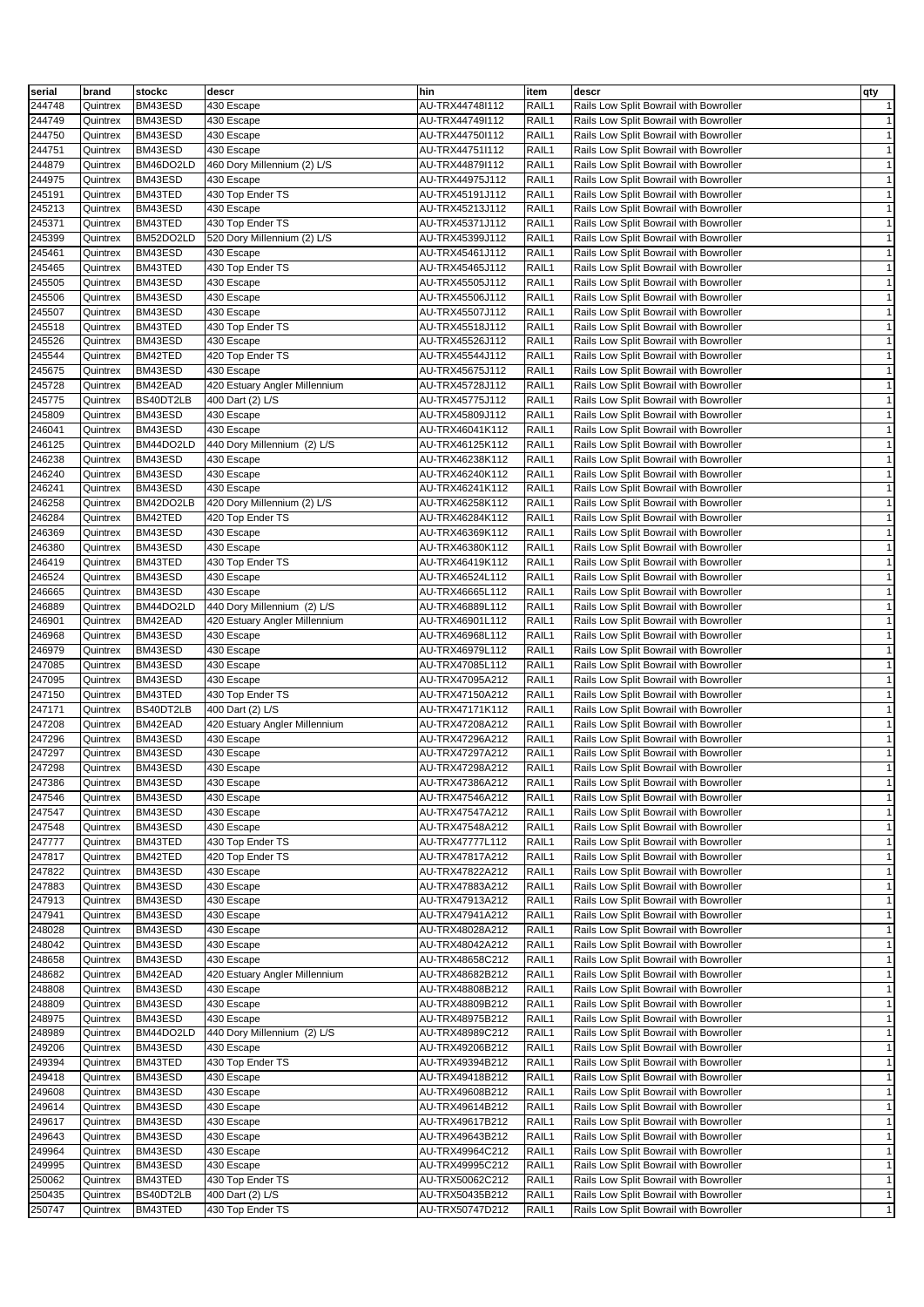| serial | brand | stockc | descr | hin | item | descr | qty |
|---|---|---|---|---|---|---|---|
| 244748 | Quintrex | BM43ESD | 430 Escape | AU-TRX44748I112 | RAIL1 | Rails Low Split Bowrail with Bowroller | 1 |
| 244749 | Quintrex | BM43ESD | 430 Escape | AU-TRX44749I112 | RAIL1 | Rails Low Split Bowrail with Bowroller | 1 |
| 244750 | Quintrex | BM43ESD | 430 Escape | AU-TRX44750I112 | RAIL1 | Rails Low Split Bowrail with Bowroller | 1 |
| 244751 | Quintrex | BM43ESD | 430 Escape | AU-TRX44751I112 | RAIL1 | Rails Low Split Bowrail with Bowroller | 1 |
| 244879 | Quintrex | BM46DO2LD | 460 Dory Millennium (2) L/S | AU-TRX44879I112 | RAIL1 | Rails Low Split Bowrail with Bowroller | 1 |
| 244975 | Quintrex | BM43ESD | 430 Escape | AU-TRX44975J112 | RAIL1 | Rails Low Split Bowrail with Bowroller | 1 |
| 245191 | Quintrex | BM43TED | 430 Top Ender TS | AU-TRX45191J112 | RAIL1 | Rails Low Split Bowrail with Bowroller | 1 |
| 245213 | Quintrex | BM43ESD | 430 Escape | AU-TRX45213J112 | RAIL1 | Rails Low Split Bowrail with Bowroller | 1 |
| 245371 | Quintrex | BM43TED | 430 Top Ender TS | AU-TRX45371J112 | RAIL1 | Rails Low Split Bowrail with Bowroller | 1 |
| 245399 | Quintrex | BM52DO2LD | 520 Dory Millennium (2) L/S | AU-TRX45399J112 | RAIL1 | Rails Low Split Bowrail with Bowroller | 1 |
| 245461 | Quintrex | BM43ESD | 430 Escape | AU-TRX45461J112 | RAIL1 | Rails Low Split Bowrail with Bowroller | 1 |
| 245465 | Quintrex | BM43TED | 430 Top Ender TS | AU-TRX45465J112 | RAIL1 | Rails Low Split Bowrail with Bowroller | 1 |
| 245505 | Quintrex | BM43ESD | 430 Escape | AU-TRX45505J112 | RAIL1 | Rails Low Split Bowrail with Bowroller | 1 |
| 245506 | Quintrex | BM43ESD | 430 Escape | AU-TRX45506J112 | RAIL1 | Rails Low Split Bowrail with Bowroller | 1 |
| 245507 | Quintrex | BM43ESD | 430 Escape | AU-TRX45507J112 | RAIL1 | Rails Low Split Bowrail with Bowroller | 1 |
| 245518 | Quintrex | BM43TED | 430 Top Ender TS | AU-TRX45518J112 | RAIL1 | Rails Low Split Bowrail with Bowroller | 1 |
| 245526 | Quintrex | BM43ESD | 430 Escape | AU-TRX45526J112 | RAIL1 | Rails Low Split Bowrail with Bowroller | 1 |
| 245544 | Quintrex | BM42TED | 420 Top Ender TS | AU-TRX45544J112 | RAIL1 | Rails Low Split Bowrail with Bowroller | 1 |
| 245675 | Quintrex | BM43ESD | 430 Escape | AU-TRX45675J112 | RAIL1 | Rails Low Split Bowrail with Bowroller | 1 |
| 245728 | Quintrex | BM42EAD | 420 Estuary Angler Millennium | AU-TRX45728J112 | RAIL1 | Rails Low Split Bowrail with Bowroller | 1 |
| 245775 | Quintrex | BS40DT2LB | 400 Dart (2) L/S | AU-TRX45775J112 | RAIL1 | Rails Low Split Bowrail with Bowroller | 1 |
| 245809 | Quintrex | BM43ESD | 430 Escape | AU-TRX45809J112 | RAIL1 | Rails Low Split Bowrail with Bowroller | 1 |
| 246041 | Quintrex | BM43ESD | 430 Escape | AU-TRX46041K112 | RAIL1 | Rails Low Split Bowrail with Bowroller | 1 |
| 246125 | Quintrex | BM44DO2LD | 440 Dory Millennium (2) L/S | AU-TRX46125K112 | RAIL1 | Rails Low Split Bowrail with Bowroller | 1 |
| 246238 | Quintrex | BM43ESD | 430 Escape | AU-TRX46238K112 | RAIL1 | Rails Low Split Bowrail with Bowroller | 1 |
| 246240 | Quintrex | BM43ESD | 430 Escape | AU-TRX46240K112 | RAIL1 | Rails Low Split Bowrail with Bowroller | 1 |
| 246241 | Quintrex | BM43ESD | 430 Escape | AU-TRX46241K112 | RAIL1 | Rails Low Split Bowrail with Bowroller | 1 |
| 246258 | Quintrex | BM42DO2LB | 420 Dory Millennium (2) L/S | AU-TRX46258K112 | RAIL1 | Rails Low Split Bowrail with Bowroller | 1 |
| 246284 | Quintrex | BM42TED | 420 Top Ender TS | AU-TRX46284K112 | RAIL1 | Rails Low Split Bowrail with Bowroller | 1 |
| 246369 | Quintrex | BM43ESD | 430 Escape | AU-TRX46369K112 | RAIL1 | Rails Low Split Bowrail with Bowroller | 1 |
| 246380 | Quintrex | BM43ESD | 430 Escape | AU-TRX46380K112 | RAIL1 | Rails Low Split Bowrail with Bowroller | 1 |
| 246419 | Quintrex | BM43TED | 430 Top Ender TS | AU-TRX46419K112 | RAIL1 | Rails Low Split Bowrail with Bowroller | 1 |
| 246524 | Quintrex | BM43ESD | 430 Escape | AU-TRX46524L112 | RAIL1 | Rails Low Split Bowrail with Bowroller | 1 |
| 246665 | Quintrex | BM43ESD | 430 Escape | AU-TRX46665L112 | RAIL1 | Rails Low Split Bowrail with Bowroller | 1 |
| 246889 | Quintrex | BM44DO2LD | 440 Dory Millennium (2) L/S | AU-TRX46889L112 | RAIL1 | Rails Low Split Bowrail with Bowroller | 1 |
| 246901 | Quintrex | BM42EAD | 420 Estuary Angler Millennium | AU-TRX46901L112 | RAIL1 | Rails Low Split Bowrail with Bowroller | 1 |
| 246968 | Quintrex | BM43ESD | 430 Escape | AU-TRX46968L112 | RAIL1 | Rails Low Split Bowrail with Bowroller | 1 |
| 246979 | Quintrex | BM43ESD | 430 Escape | AU-TRX46979L112 | RAIL1 | Rails Low Split Bowrail with Bowroller | 1 |
| 247085 | Quintrex | BM43ESD | 430 Escape | AU-TRX47085L112 | RAIL1 | Rails Low Split Bowrail with Bowroller | 1 |
| 247095 | Quintrex | BM43ESD | 430 Escape | AU-TRX47095A212 | RAIL1 | Rails Low Split Bowrail with Bowroller | 1 |
| 247150 | Quintrex | BM43TED | 430 Top Ender TS | AU-TRX47150A212 | RAIL1 | Rails Low Split Bowrail with Bowroller | 1 |
| 247171 | Quintrex | BS40DT2LB | 400 Dart (2) L/S | AU-TRX47171K112 | RAIL1 | Rails Low Split Bowrail with Bowroller | 1 |
| 247208 | Quintrex | BM42EAD | 420 Estuary Angler Millennium | AU-TRX47208A212 | RAIL1 | Rails Low Split Bowrail with Bowroller | 1 |
| 247296 | Quintrex | BM43ESD | 430 Escape | AU-TRX47296A212 | RAIL1 | Rails Low Split Bowrail with Bowroller | 1 |
| 247297 | Quintrex | BM43ESD | 430 Escape | AU-TRX47297A212 | RAIL1 | Rails Low Split Bowrail with Bowroller | 1 |
| 247298 | Quintrex | BM43ESD | 430 Escape | AU-TRX47298A212 | RAIL1 | Rails Low Split Bowrail with Bowroller | 1 |
| 247386 | Quintrex | BM43ESD | 430 Escape | AU-TRX47386A212 | RAIL1 | Rails Low Split Bowrail with Bowroller | 1 |
| 247546 | Quintrex | BM43ESD | 430 Escape | AU-TRX47546A212 | RAIL1 | Rails Low Split Bowrail with Bowroller | 1 |
| 247547 | Quintrex | BM43ESD | 430 Escape | AU-TRX47547A212 | RAIL1 | Rails Low Split Bowrail with Bowroller | 1 |
| 247548 | Quintrex | BM43ESD | 430 Escape | AU-TRX47548A212 | RAIL1 | Rails Low Split Bowrail with Bowroller | 1 |
| 247777 | Quintrex | BM43TED | 430 Top Ender TS | AU-TRX47777L112 | RAIL1 | Rails Low Split Bowrail with Bowroller | 1 |
| 247817 | Quintrex | BM42TED | 420 Top Ender TS | AU-TRX47817A212 | RAIL1 | Rails Low Split Bowrail with Bowroller | 1 |
| 247822 | Quintrex | BM43ESD | 430 Escape | AU-TRX47822A212 | RAIL1 | Rails Low Split Bowrail with Bowroller | 1 |
| 247883 | Quintrex | BM43ESD | 430 Escape | AU-TRX47883A212 | RAIL1 | Rails Low Split Bowrail with Bowroller | 1 |
| 247913 | Quintrex | BM43ESD | 430 Escape | AU-TRX47913A212 | RAIL1 | Rails Low Split Bowrail with Bowroller | 1 |
| 247941 | Quintrex | BM43ESD | 430 Escape | AU-TRX47941A212 | RAIL1 | Rails Low Split Bowrail with Bowroller | 1 |
| 248028 | Quintrex | BM43ESD | 430 Escape | AU-TRX48028A212 | RAIL1 | Rails Low Split Bowrail with Bowroller | 1 |
| 248042 | Quintrex | BM43ESD | 430 Escape | AU-TRX48042A212 | RAIL1 | Rails Low Split Bowrail with Bowroller | 1 |
| 248658 | Quintrex | BM43ESD | 430 Escape | AU-TRX48658C212 | RAIL1 | Rails Low Split Bowrail with Bowroller | 1 |
| 248682 | Quintrex | BM42EAD | 420 Estuary Angler Millennium | AU-TRX48682B212 | RAIL1 | Rails Low Split Bowrail with Bowroller | 1 |
| 248808 | Quintrex | BM43ESD | 430 Escape | AU-TRX48808B212 | RAIL1 | Rails Low Split Bowrail with Bowroller | 1 |
| 248809 | Quintrex | BM43ESD | 430 Escape | AU-TRX48809B212 | RAIL1 | Rails Low Split Bowrail with Bowroller | 1 |
| 248975 | Quintrex | BM43ESD | 430 Escape | AU-TRX48975B212 | RAIL1 | Rails Low Split Bowrail with Bowroller | 1 |
| 248989 | Quintrex | BM44DO2LD | 440 Dory Millennium (2) L/S | AU-TRX48989C212 | RAIL1 | Rails Low Split Bowrail with Bowroller | 1 |
| 249206 | Quintrex | BM43ESD | 430 Escape | AU-TRX49206B212 | RAIL1 | Rails Low Split Bowrail with Bowroller | 1 |
| 249394 | Quintrex | BM43TED | 430 Top Ender TS | AU-TRX49394B212 | RAIL1 | Rails Low Split Bowrail with Bowroller | 1 |
| 249418 | Quintrex | BM43ESD | 430 Escape | AU-TRX49418B212 | RAIL1 | Rails Low Split Bowrail with Bowroller | 1 |
| 249608 | Quintrex | BM43ESD | 430 Escape | AU-TRX49608B212 | RAIL1 | Rails Low Split Bowrail with Bowroller | 1 |
| 249614 | Quintrex | BM43ESD | 430 Escape | AU-TRX49614B212 | RAIL1 | Rails Low Split Bowrail with Bowroller | 1 |
| 249617 | Quintrex | BM43ESD | 430 Escape | AU-TRX49617B212 | RAIL1 | Rails Low Split Bowrail with Bowroller | 1 |
| 249643 | Quintrex | BM43ESD | 430 Escape | AU-TRX49643B212 | RAIL1 | Rails Low Split Bowrail with Bowroller | 1 |
| 249964 | Quintrex | BM43ESD | 430 Escape | AU-TRX49964C212 | RAIL1 | Rails Low Split Bowrail with Bowroller | 1 |
| 249995 | Quintrex | BM43ESD | 430 Escape | AU-TRX49995C212 | RAIL1 | Rails Low Split Bowrail with Bowroller | 1 |
| 250062 | Quintrex | BM43TED | 430 Top Ender TS | AU-TRX50062C212 | RAIL1 | Rails Low Split Bowrail with Bowroller | 1 |
| 250435 | Quintrex | BS40DT2LB | 400 Dart (2) L/S | AU-TRX50435B212 | RAIL1 | Rails Low Split Bowrail with Bowroller | 1 |
| 250747 | Quintrex | BM43TED | 430 Top Ender TS | AU-TRX50747D212 | RAIL1 | Rails Low Split Bowrail with Bowroller | 1 |